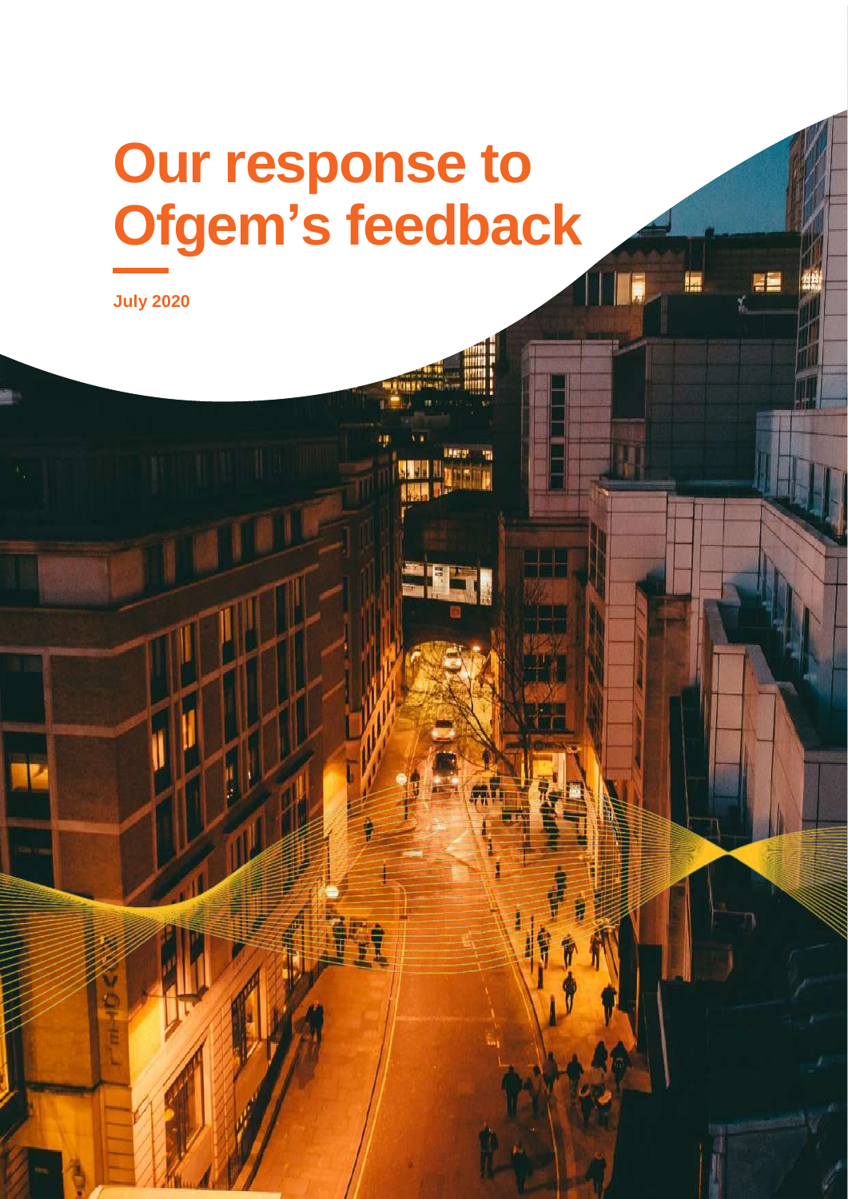# Our response to Ofgem's feedback

July 2020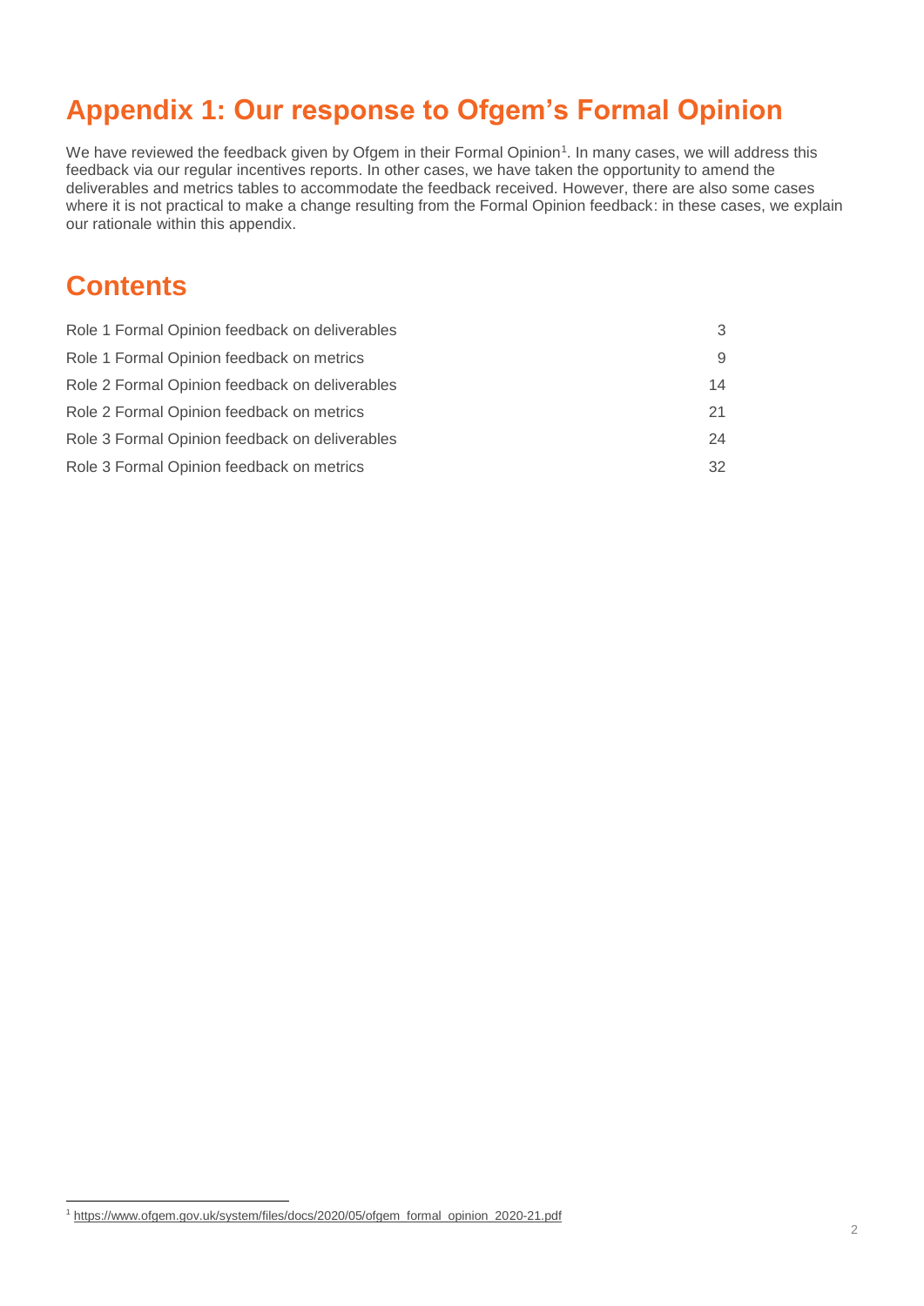# Appendix 1: Our response to Ofgem's Formal Opinion

We have reviewed the feedback given by Ofgem in their Formal Opinion[1]. In many cases, we will address this feedback via our regular incentives reports. In other cases, we have taken the opportunity to amend the deliverables and metrics tables to accommodate the feedback received. However, there are also some cases where it is not practical to make a change resulting from the Formal Opinion feedback: in these cases, we explain our rationale within this appendix.

## Contents

| | |
|---|---|
| Role 1 Formal Opinion feedback on deliverables | 3 |
| Role 1 Formal Opinion feedback on metrics | 9 |
| Role 2 Formal Opinion feedback on deliverables | 14 |
| Role 2 Formal Opinion feedback on metrics | 21 |
| Role 3 Formal Opinion feedback on deliverables | 24 |
| Role 3 Formal Opinion feedback on metrics | 32 |

[1] https://www.ofgem.gov.uk/system/files/docs/2020/05/ofgem_formal_opinion_2020-21.pdf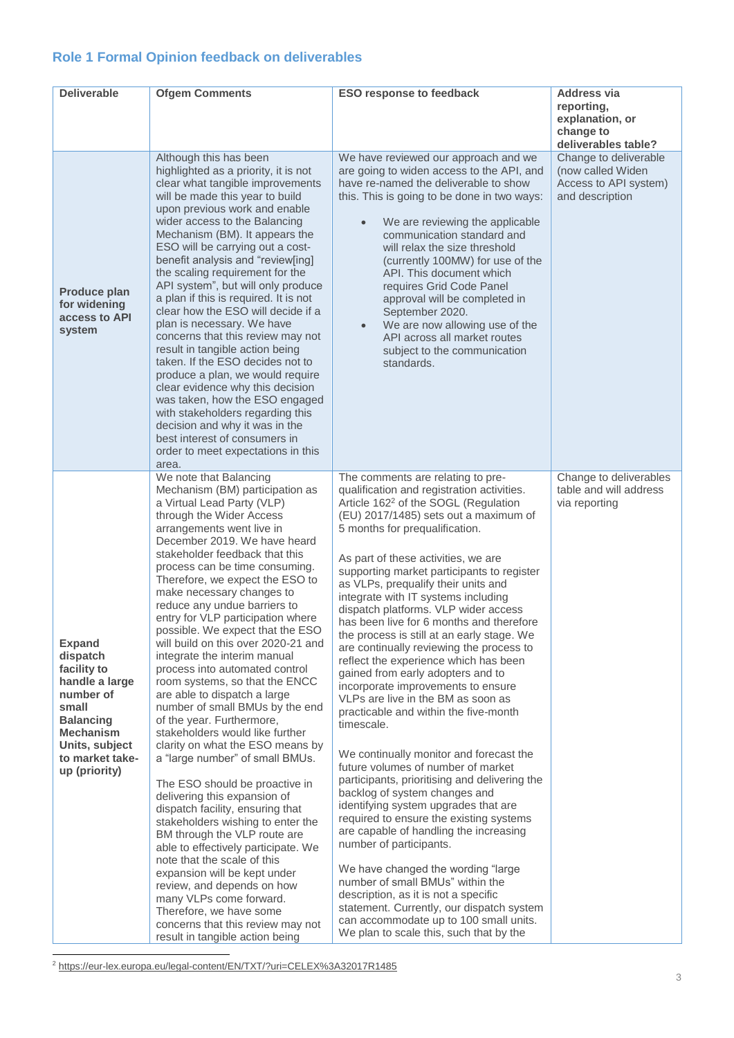## Role 1 Formal Opinion feedback on deliverables

| Deliverable | Ofgem Comments | ESO response to feedback | Address via reporting, explanation, or change to deliverables table? |
|---|---|---|---|
| **Produce plan for widening access to API system** | Although this has been highlighted as a priority, it is not clear what tangible improvements will be made this year to build upon previous work and enable wider access to the Balancing Mechanism (BM). It appears the ESO will be carrying out a cost-benefit analysis and "review[ing] the scaling requirement for the API system", but will only produce a plan if this is required. It is not clear how the ESO will decide if a plan is necessary. We have concerns that this review may not result in tangible action being taken. If the ESO decides not to produce a plan, we would require clear evidence why this decision was taken, how the ESO engaged with stakeholders regarding this decision and why it was in the best interest of consumers in order to meet expectations in this area. | We have reviewed our approach and we are going to widen access to the API, and have re-named the deliverable to show this. This is going to be done in two ways:<br><br>• We are reviewing the applicable communication standard and will relax the size threshold (currently 100MW) for use of the API. This document which requires Grid Code Panel approval will be completed in September 2020.<br>• We are now allowing use of the API across all market routes subject to the communication standards. | Change to deliverable (now called Widen Access to API system) and description |
| **Expand dispatch facility to handle a large number of small Balancing Mechanism Units, subject to market take-up (priority)** | We note that Balancing Mechanism (BM) participation as a Virtual Lead Party (VLP) through the Wider Access arrangements went live in December 2019. We have heard stakeholder feedback that this process can be time consuming. Therefore, we expect the ESO to make necessary changes to reduce any undue barriers to entry for VLP participation where possible. We expect that the ESO will build on this over 2020-21 and integrate the interim manual process into automated control room systems, so that the ENCC are able to dispatch a large number of small BMUs by the end of the year. Furthermore, stakeholders would like further clarity on what the ESO means by a "large number" of small BMUs.<br><br>The ESO should be proactive in delivering this expansion of dispatch facility, ensuring that stakeholders wishing to enter the BM through the VLP route are able to effectively participate. We note that the scale of this expansion will be kept under review, and depends on how many VLPs come forward. Therefore, we have some concerns that this review may not result in tangible action being | The comments are relating to pre-qualification and registration activities. Article 162[2] of the SOGL (Regulation (EU) 2017/1485) sets out a maximum of 5 months for prequalification.<br><br>As part of these activities, we are supporting market participants to register as VLPs, prequalify their units and integrate with IT systems including dispatch platforms. VLP wider access has been live for 6 months and therefore the process is still at an early stage. We are continually reviewing the process to reflect the experience which has been gained from early adopters and to incorporate improvements to ensure VLPs are live in the BM as soon as practicable and within the five-month timescale.<br><br>We continually monitor and forecast the future volumes of number of market participants, prioritising and delivering the backlog of system changes and identifying system upgrades that are required to ensure the existing systems are capable of handling the increasing number of participants.<br><br>We have changed the wording "large number of small BMUs" within the description, as it is not a specific statement. Currently, our dispatch system can accommodate up to 100 small units. We plan to scale this, such that by the | Change to deliverables table and will address via reporting |

[2] https://eur-lex.europa.eu/legal-content/EN/TXT/?uri=CELEX%3A32017R1485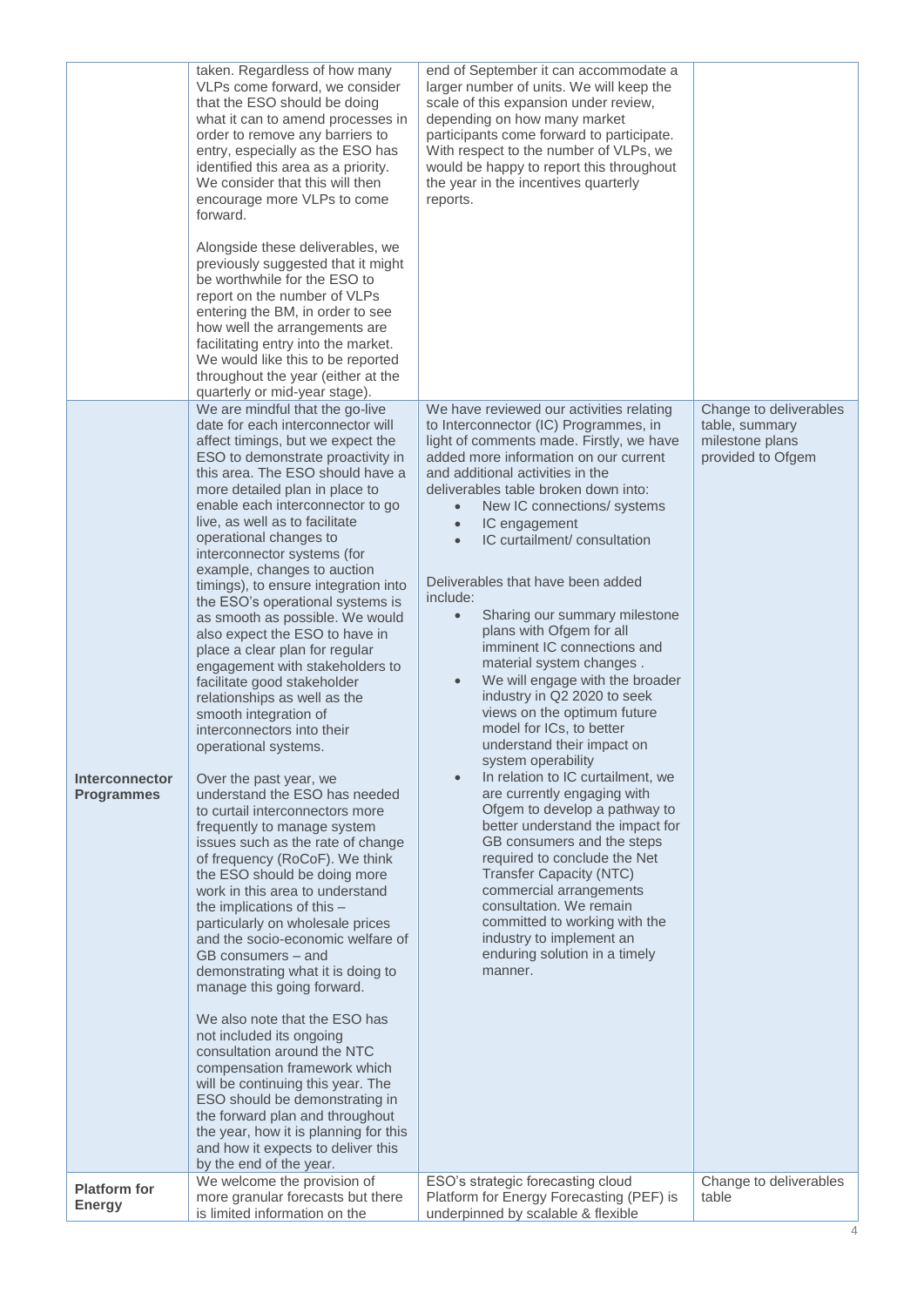| | | | |
|---|---|---|---|
| | taken. Regardless of how many VLPs come forward, we consider that the ESO should be doing what it can to amend processes in order to remove any barriers to entry, especially as the ESO has identified this area as a priority. We consider that this will then encourage more VLPs to come forward.<br><br>Alongside these deliverables, we previously suggested that it might be worthwhile for the ESO to report on the number of VLPs entering the BM, in order to see how well the arrangements are facilitating entry into the market. We would like this to be reported throughout the year (either at the quarterly or mid-year stage). | end of September it can accommodate a larger number of units. We will keep the scale of this expansion under review, depending on how many market participants come forward to participate. With respect to the number of VLPs, we would be happy to report this throughout the year in the incentives quarterly reports. | |
| **Interconnector Programmes** | We are mindful that the go-live date for each interconnector will affect timings, but we expect the ESO to demonstrate proactivity in this area. The ESO should have a more detailed plan in place to enable each interconnector to go live, as well as to facilitate operational changes to interconnector systems (for example, changes to auction timings), to ensure integration into the ESO's operational systems is as smooth as possible. We would also expect the ESO to have in place a clear plan for regular engagement with stakeholders to facilitate good stakeholder relationships as well as the smooth integration of interconnectors into their operational systems.<br><br>Over the past year, we understand the ESO has needed to curtail interconnectors more frequently to manage system issues such as the rate of change of frequency (RoCoF). We think the ESO should be doing more work in this area to understand the implications of this – particularly on wholesale prices and the socio-economic welfare of GB consumers – and demonstrating what it is doing to manage this going forward.<br><br>We also note that the ESO has not included its ongoing consultation around the NTC compensation framework which will be continuing this year. The ESO should be demonstrating in the forward plan and throughout the year, how it is planning for this and how it expects to deliver this by the end of the year. | We have reviewed our activities relating to Interconnector (IC) Programmes, in light of comments made. Firstly, we have added more information on our current and additional activities in the deliverables table broken down into:<br>• New IC connections/ systems<br>• IC engagement<br>• IC curtailment/ consultation<br><br>Deliverables that have been added include:<br>• Sharing our summary milestone plans with Ofgem for all imminent IC connections and material system changes .<br>• We will engage with the broader industry in Q2 2020 to seek views on the optimum future model for ICs, to better understand their impact on system operability<br>• In relation to IC curtailment, we are currently engaging with Ofgem to develop a pathway to better understand the impact for GB consumers and the steps required to conclude the Net Transfer Capacity (NTC) commercial arrangements consultation. We remain committed to working with the industry to implement an enduring solution in a timely manner. | Change to deliverables table, summary milestone plans provided to Ofgem |
| **Platform for Energy** | We welcome the provision of more granular forecasts but there is limited information on the | ESO's strategic forecasting cloud Platform for Energy Forecasting (PEF) is underpinned by scalable & flexible | Change to deliverables table |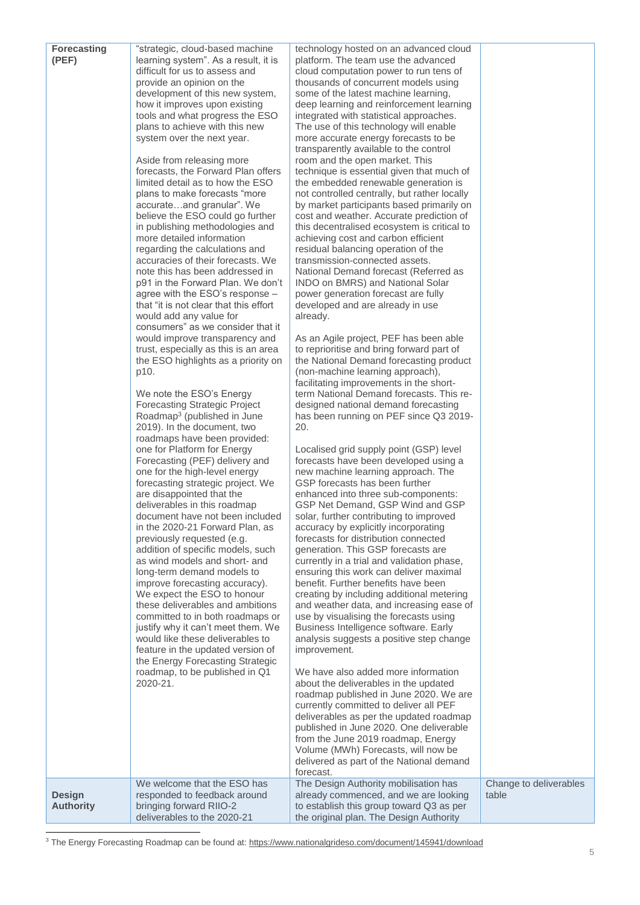| | | | |
|---|---|---|---|
| **Forecasting (PEF)** | "strategic, cloud-based machine learning system". As a result, it is difficult for us to assess and provide an opinion on the development of this new system, how it improves upon existing tools and what progress the ESO plans to achieve with this new system over the next year.<br><br>Aside from releasing more forecasts, the Forward Plan offers limited detail as to how the ESO plans to make forecasts "more accurate…and granular". We believe the ESO could go further in publishing methodologies and more detailed information regarding the calculations and accuracies of their forecasts. We note this has been addressed in p91 in the Forward Plan. We don't agree with the ESO's response – that "it is not clear that this effort would add any value for consumers" as we consider that it would improve transparency and trust, especially as this is an area the ESO highlights as a priority on p10.<br><br>We note the ESO's Energy Forecasting Strategic Project Roadmap[3] (published in June 2019). In the document, two roadmaps have been provided: one for Platform for Energy Forecasting (PEF) delivery and one for the high-level energy forecasting strategic project. We are disappointed that the deliverables in this roadmap document have not been included in the 2020-21 Forward Plan, as previously requested (e.g. addition of specific models, such as wind models and short- and long-term demand models to improve forecasting accuracy). We expect the ESO to honour these deliverables and ambitions committed to in both roadmaps or justify why it can't meet them. We would like these deliverables to feature in the updated version of the Energy Forecasting Strategic roadmap, to be published in Q1 2020-21. | technology hosted on an advanced cloud platform. The team use the advanced cloud computation power to run tens of thousands of concurrent models using some of the latest machine learning, deep learning and reinforcement learning integrated with statistical approaches. The use of this technology will enable more accurate energy forecasts to be transparently available to the control room and the open market. This technique is essential given that much of the embedded renewable generation is not controlled centrally, but rather locally by market participants based primarily on cost and weather. Accurate prediction of this decentralised ecosystem is critical to achieving cost and carbon efficient residual balancing operation of the transmission-connected assets. National Demand forecast (Referred as INDO on BMRS) and National Solar power generation forecast are fully developed and are already in use already.<br><br>As an Agile project, PEF has been able to reprioritise and bring forward part of the National Demand forecasting product (non-machine learning approach), facilitating improvements in the short-term National Demand forecasts. This re-designed national demand forecasting has been running on PEF since Q3 2019-20.<br><br>Localised grid supply point (GSP) level forecasts have been developed using a new machine learning approach. The GSP forecasts has been further enhanced into three sub-components: GSP Net Demand, GSP Wind and GSP solar, further contributing to improved accuracy by explicitly incorporating forecasts for distribution connected generation. This GSP forecasts are currently in a trial and validation phase, ensuring this work can deliver maximal benefit. Further benefits have been creating by including additional metering and weather data, and increasing ease of use by visualising the forecasts using Business Intelligence software. Early analysis suggests a positive step change improvement.<br><br>We have also added more information about the deliverables in the updated roadmap published in June 2020. We are currently committed to deliver all PEF deliverables as per the updated roadmap published in June 2020. One deliverable from the June 2019 roadmap, Energy Volume (MWh) Forecasts, will now be delivered as part of the National demand forecast. | |
| **Design Authority** | We welcome that the ESO has responded to feedback around bringing forward RIIO-2 deliverables to the 2020-21 | The Design Authority mobilisation has already commenced, and we are looking to establish this group toward Q3 as per the original plan. The Design Authority | Change to deliverables table |

[3] The Energy Forecasting Roadmap can be found at: https://www.nationalgrideso.com/document/145941/download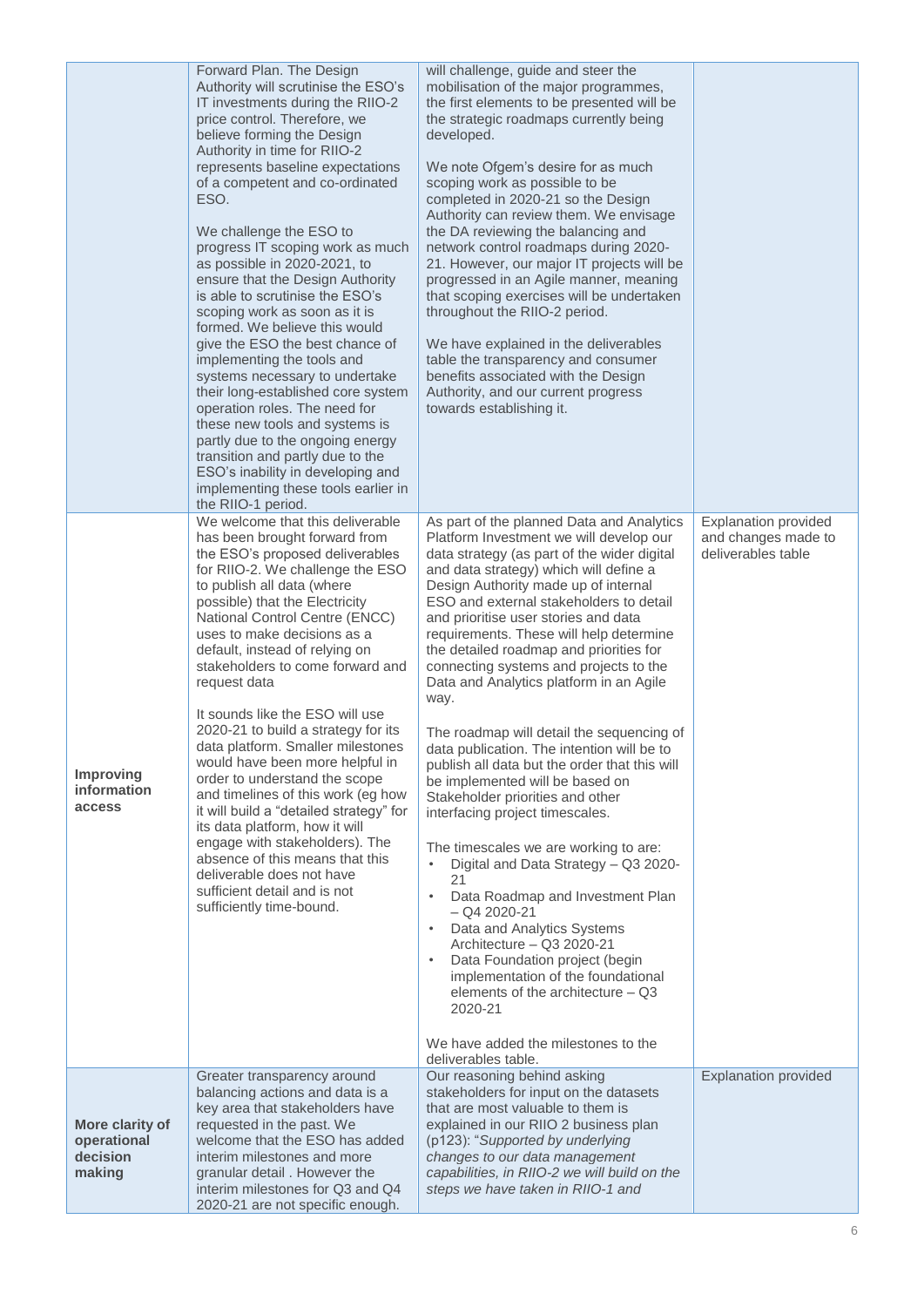| | | | |
|---|---|---|---|
| | Forward Plan. The Design Authority will scrutinise the ESO's IT investments during the RIIO-2 price control. Therefore, we believe forming the Design Authority in time for RIIO-2 represents baseline expectations of a competent and co-ordinated ESO.<br><br>We challenge the ESO to progress IT scoping work as much as possible in 2020-2021, to ensure that the Design Authority is able to scrutinise the ESO's scoping work as soon as it is formed. We believe this would give the ESO the best chance of implementing the tools and systems necessary to undertake their long-established core system operation roles. The need for these new tools and systems is partly due to the ongoing energy transition and partly due to the ESO's inability in developing and implementing these tools earlier in the RIIO-1 period. | will challenge, guide and steer the mobilisation of the major programmes, the first elements to be presented will be the strategic roadmaps currently being developed.<br><br>We note Ofgem's desire for as much scoping work as possible to be completed in 2020-21 so the Design Authority can review them. We envisage the DA reviewing the balancing and network control roadmaps during 2020-21. However, our major IT projects will be progressed in an Agile manner, meaning that scoping exercises will be undertaken throughout the RIIO-2 period.<br><br>We have explained in the deliverables table the transparency and consumer benefits associated with the Design Authority, and our current progress towards establishing it. | |
| **Improving information access** | We welcome that this deliverable has been brought forward from the ESO's proposed deliverables for RIIO-2. We challenge the ESO to publish all data (where possible) that the Electricity National Control Centre (ENCC) uses to make decisions as a default, instead of relying on stakeholders to come forward and request data<br><br>It sounds like the ESO will use 2020-21 to build a strategy for its data platform. Smaller milestones would have been more helpful in order to understand the scope and timelines of this work (eg how it will build a "detailed strategy" for its data platform, how it will engage with stakeholders). The absence of this means that this deliverable does not have sufficient detail and is not sufficiently time-bound. | As part of the planned Data and Analytics Platform Investment we will develop our data strategy (as part of the wider digital and data strategy) which will define a Design Authority made up of internal ESO and external stakeholders to detail and prioritise user stories and data requirements. These will help determine the detailed roadmap and priorities for connecting systems and projects to the Data and Analytics platform in an Agile way.<br><br>The roadmap will detail the sequencing of data publication. The intention will be to publish all data but the order that this will be implemented will be based on Stakeholder priorities and other interfacing project timescales.<br><br>The timescales we are working to are:<br>• Digital and Data Strategy – Q3 2020-21<br>• Data Roadmap and Investment Plan – Q4 2020-21<br>• Data and Analytics Systems Architecture – Q3 2020-21<br>• Data Foundation project (begin implementation of the foundational elements of the architecture – Q3 2020-21<br><br>We have added the milestones to the deliverables table. | Explanation provided and changes made to deliverables table |
| **More clarity of operational decision making** | Greater transparency around balancing actions and data is a key area that stakeholders have requested in the past. We welcome that the ESO has added interim milestones and more granular detail . However the interim milestones for Q3 and Q4 2020-21 are not specific enough. | Our reasoning behind asking stakeholders for input on the datasets that are most valuable to them is explained in our RIIO 2 business plan (p123): "*Supported by underlying changes to our data management capabilities, in RIIO-2 we will build on the steps we have taken in RIIO-1 and* | Explanation provided |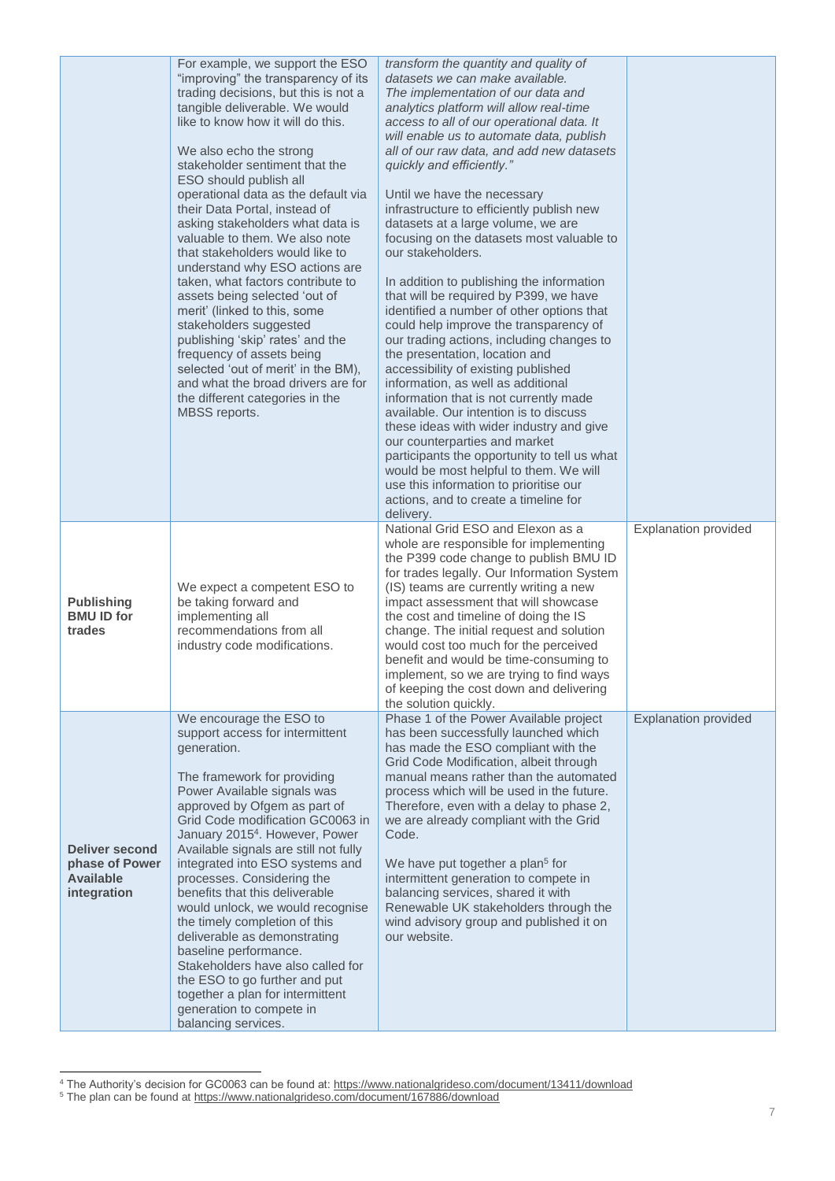| | | | |
|---|---|---|---|
| | For example, we support the ESO "improving" the transparency of its trading decisions, but this is not a tangible deliverable. We would like to know how it will do this.<br><br>We also echo the strong stakeholder sentiment that the ESO should publish all operational data as the default via their Data Portal, instead of asking stakeholders what data is valuable to them. We also note that stakeholders would like to understand why ESO actions are taken, what factors contribute to assets being selected 'out of merit' (linked to this, some stakeholders suggested publishing 'skip' rates' and the frequency of assets being selected 'out of merit' in the BM), and what the broad drivers are for the different categories in the MBSS reports. | *transform the quantity and quality of datasets we can make available. The implementation of our data and analytics platform will allow real-time access to all of our operational data. It will enable us to automate data, publish all of our raw data, and add new datasets quickly and efficiently."*<br><br>Until we have the necessary infrastructure to efficiently publish new datasets at a large volume, we are focusing on the datasets most valuable to our stakeholders.<br><br>In addition to publishing the information that will be required by P399, we have identified a number of other options that could help improve the transparency of our trading actions, including changes to the presentation, location and accessibility of existing published information, as well as additional information that is not currently made available. Our intention is to discuss these ideas with wider industry and give our counterparties and market participants the opportunity to tell us what would be most helpful to them. We will use this information to prioritise our actions, and to create a timeline for delivery. | |
| **Publishing BMU ID for trades** | We expect a competent ESO to be taking forward and implementing all recommendations from all industry code modifications. | National Grid ESO and Elexon as a whole are responsible for implementing the P399 code change to publish BMU ID for trades legally. Our Information System (IS) teams are currently writing a new impact assessment that will showcase the cost and timeline of doing the IS change. The initial request and solution would cost too much for the perceived benefit and would be time-consuming to implement, so we are trying to find ways of keeping the cost down and delivering the solution quickly. | Explanation provided |
| **Deliver second phase of Power Available integration** | We encourage the ESO to support access for intermittent generation.<br><br>The framework for providing Power Available signals was approved by Ofgem as part of Grid Code modification GC0063 in January 2015[4]. However, Power Available signals are still not fully integrated into ESO systems and processes. Considering the benefits that this deliverable would unlock, we would recognise the timely completion of this deliverable as demonstrating baseline performance. Stakeholders have also called for the ESO to go further and put together a plan for intermittent generation to compete in balancing services. | Phase 1 of the Power Available project has been successfully launched which has made the ESO compliant with the Grid Code Modification, albeit through manual means rather than the automated process which will be used in the future. Therefore, even with a delay to phase 2, we are already compliant with the Grid Code.<br><br>We have put together a plan[5] for intermittent generation to compete in balancing services, shared it with Renewable UK stakeholders through the wind advisory group and published it on our website. | Explanation provided |

[4] The Authority's decision for GC0063 can be found at: https://www.nationalgrideso.com/document/13411/download

[5] The plan can be found at https://www.nationalgrideso.com/document/167886/download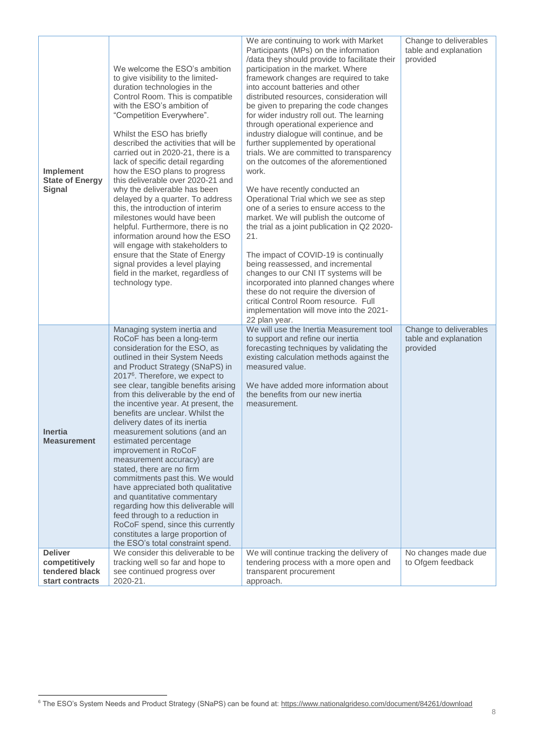| | | | |
|---|---|---|---|
| **Implement State of Energy Signal** | We welcome the ESO's ambition to give visibility to the limited-duration technologies in the Control Room. This is compatible with the ESO's ambition of "Competition Everywhere".<br><br>Whilst the ESO has briefly described the activities that will be carried out in 2020-21, there is a lack of specific detail regarding how the ESO plans to progress this deliverable over 2020-21 and why the deliverable has been delayed by a quarter. To address this, the introduction of interim milestones would have been helpful. Furthermore, there is no information around how the ESO will engage with stakeholders to ensure that the State of Energy signal provides a level playing field in the market, regardless of technology type. | We are continuing to work with Market Participants (MPs) on the information /data they should provide to facilitate their participation in the market. Where framework changes are required to take into account batteries and other distributed resources, consideration will be given to preparing the code changes for wider industry roll out. The learning through operational experience and industry dialogue will continue, and be further supplemented by operational trials. We are committed to transparency on the outcomes of the aforementioned work.<br><br>We have recently conducted an Operational Trial which we see as step one of a series to ensure access to the market. We will publish the outcome of the trial as a joint publication in Q2 2020-21.<br><br>The impact of COVID-19 is continually being reassessed, and incremental changes to our CNI IT systems will be incorporated into planned changes where these do not require the diversion of critical Control Room resource. Full implementation will move into the 2021-22 plan year. | Change to deliverables table and explanation provided |
| **Inertia Measurement** | Managing system inertia and RoCoF has been a long-term consideration for the ESO, as outlined in their System Needs and Product Strategy (SNaPS) in 2017[6]. Therefore, we expect to see clear, tangible benefits arising from this deliverable by the end of the incentive year. At present, the benefits are unclear. Whilst the delivery dates of its inertia measurement solutions (and an estimated percentage improvement in RoCoF measurement accuracy) are stated, there are no firm commitments past this. We would have appreciated both qualitative and quantitative commentary regarding how this deliverable will feed through to a reduction in RoCoF spend, since this currently constitutes a large proportion of the ESO's total constraint spend. | We will use the Inertia Measurement tool to support and refine our inertia forecasting techniques by validating the existing calculation methods against the measured value.<br><br>We have added more information about the benefits from our new inertia measurement. | Change to deliverables table and explanation provided |
| **Deliver competitively tendered black start contracts** | We consider this deliverable to be tracking well so far and hope to see continued progress over 2020-21. | We will continue tracking the delivery of tendering process with a more open and transparent procurement approach. | No changes made due to Ofgem feedback |

[6] The ESO's System Needs and Product Strategy (SNaPS) can be found at: https://www.nationalgrideso.com/document/84261/download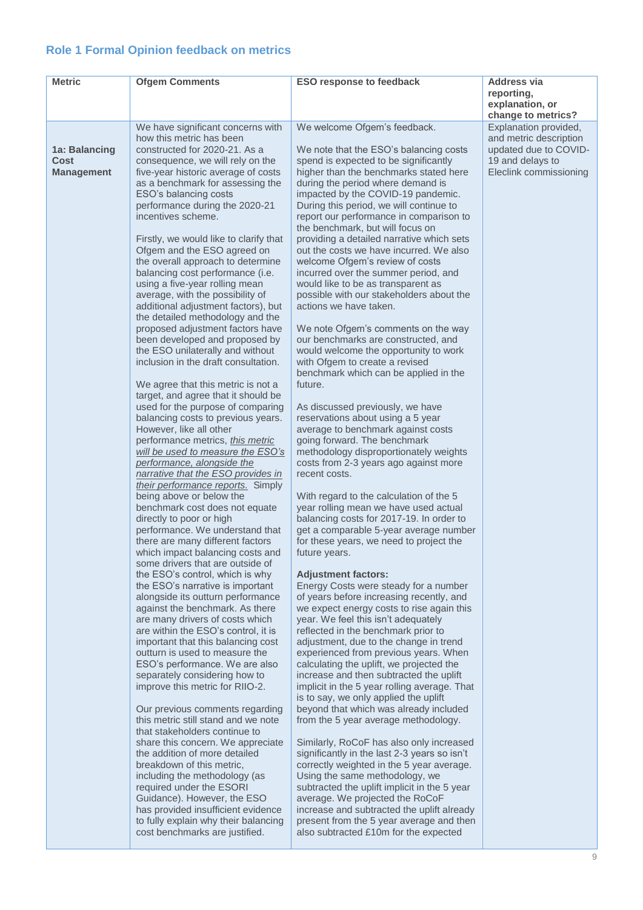## Role 1 Formal Opinion feedback on metrics

| Metric | Ofgem Comments | ESO response to feedback | Address via reporting, explanation, or change to metrics? |
|---|---|---|---|
| **1a: Balancing Cost Management** | We have significant concerns with how this metric has been constructed for 2020-21. As a consequence, we will rely on the five-year historic average of costs as a benchmark for assessing the ESO's balancing costs performance during the 2020-21 incentives scheme.<br><br>Firstly, we would like to clarify that Ofgem and the ESO agreed on the overall approach to determine balancing cost performance (i.e. using a five-year rolling mean average, with the possibility of additional adjustment factors), but the detailed methodology and the proposed adjustment factors have been developed and proposed by the ESO unilaterally and without inclusion in the draft consultation.<br><br>We agree that this metric is not a target, and agree that it should be used for the purpose of comparing balancing costs to previous years. However, like all other performance metrics, _this metric will be used to measure the ESO's performance, alongside the narrative that the ESO provides in their performance reports._ Simply being above or below the benchmark cost does not equate directly to poor or high performance. We understand that there are many different factors which impact balancing costs and some drivers that are outside of the ESO's control, which is why the ESO's narrative is important alongside its outturn performance against the benchmark. As there are many drivers of costs which are within the ESO's control, it is important that this balancing cost outturn is used to measure the ESO's performance. We are also separately considering how to improve this metric for RIIO-2.<br><br>Our previous comments regarding this metric still stand and we note that stakeholders continue to share this concern. We appreciate the addition of more detailed breakdown of this metric, including the methodology (as required under the ESORI Guidance). However, the ESO has provided insufficient evidence to fully explain why their balancing cost benchmarks are justified. | We welcome Ofgem's feedback.<br><br>We note that the ESO's balancing costs spend is expected to be significantly higher than the benchmarks stated here during the period where demand is impacted by the COVID-19 pandemic. During this period, we will continue to report our performance in comparison to the benchmark, but will focus on providing a detailed narrative which sets out the costs we have incurred. We also welcome Ofgem's review of costs incurred over the summer period, and would like to be as transparent as possible with our stakeholders about the actions we have taken.<br><br>We note Ofgem's comments on the way our benchmarks are constructed, and would welcome the opportunity to work with Ofgem to create a revised benchmark which can be applied in the future.<br><br>As discussed previously, we have reservations about using a 5 year average to benchmark against costs going forward. The benchmark methodology disproportionately weights costs from 2-3 years ago against more recent costs.<br><br>With regard to the calculation of the 5 year rolling mean we have used actual balancing costs for 2017-19. In order to get a comparable 5-year average number for these years, we need to project the future years.<br><br>**Adjustment factors:**<br>Energy Costs were steady for a number of years before increasing recently, and we expect energy costs to rise again this year. We feel this isn't adequately reflected in the benchmark prior to adjustment, due to the change in trend experienced from previous years. When calculating the uplift, we projected the increase and then subtracted the uplift implicit in the 5 year rolling average. That is to say, we only applied the uplift beyond that which was already included from the 5 year average methodology.<br><br>Similarly, RoCoF has also only increased significantly in the last 2-3 years so isn't correctly weighted in the 5 year average. Using the same methodology, we subtracted the uplift implicit in the 5 year average. We projected the RoCoF increase and subtracted the uplift already present from the 5 year average and then also subtracted £10m for the expected | Explanation provided, and metric description updated due to COVID-19 and delays to Eleclink commissioning |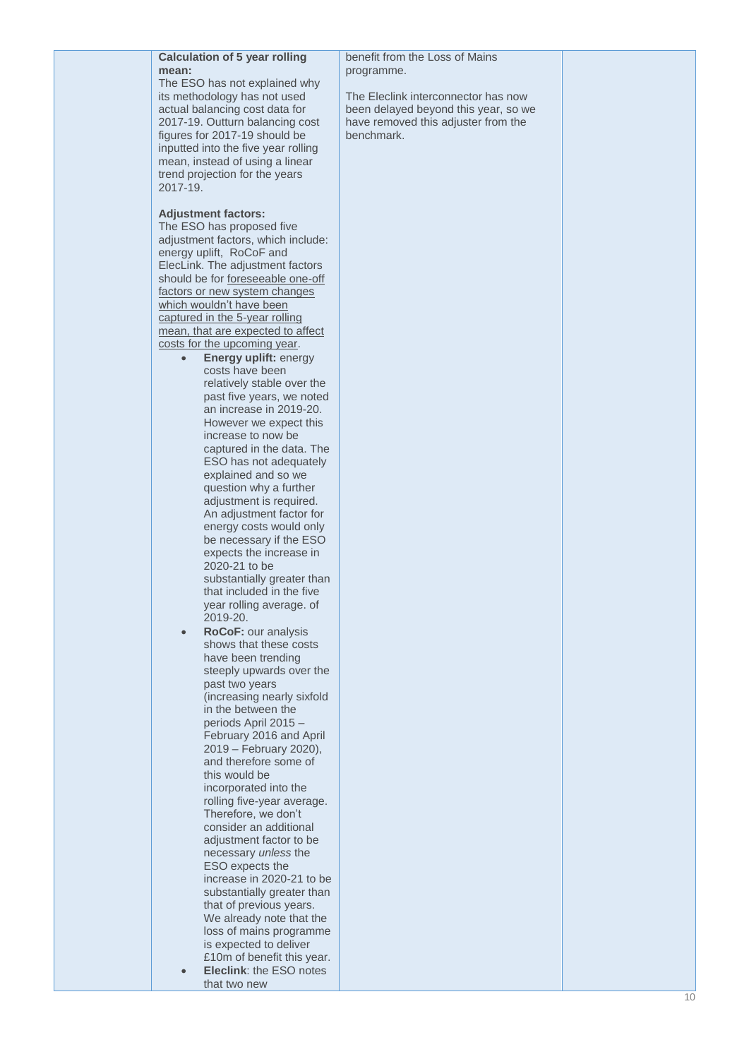| | | | |
|---|---|---|---|
| | **Calculation of 5 year rolling mean:**<br>The ESO has not explained why its methodology has not used actual balancing cost data for 2017-19. Outturn balancing cost figures for 2017-19 should be inputted into the five year rolling mean, instead of using a linear trend projection for the years 2017-19.<br><br>**Adjustment factors:**<br>The ESO has proposed five adjustment factors, which include: energy uplift, RoCoF and ElecLink. The adjustment factors should be for foreseeable one-off factors or new system changes which wouldn't have been captured in the 5-year rolling mean, that are expected to affect costs for the upcoming year.<br>• **Energy uplift:** energy costs have been relatively stable over the past five years, we noted an increase in 2019-20. However we expect this increase to now be captured in the data. The ESO has not adequately explained and so we question why a further adjustment is required. An adjustment factor for energy costs would only be necessary if the ESO expects the increase in 2020-21 to be substantially greater than that included in the five year rolling average. of 2019-20.<br>• **RoCoF:** our analysis shows that these costs have been trending steeply upwards over the past two years (increasing nearly sixfold in the between the periods April 2015 – February 2016 and April 2019 – February 2020), and therefore some of this would be incorporated into the rolling five-year average. Therefore, we don't consider an additional adjustment factor to be necessary *unless* the ESO expects the increase in 2020-21 to be substantially greater than that of previous years. We already note that the loss of mains programme is expected to deliver £10m of benefit this year.<br>• **Eleclink**: the ESO notes that two new | benefit from the Loss of Mains programme.<br><br>The Eleclink interconnector has now been delayed beyond this year, so we have removed this adjuster from the benchmark. | |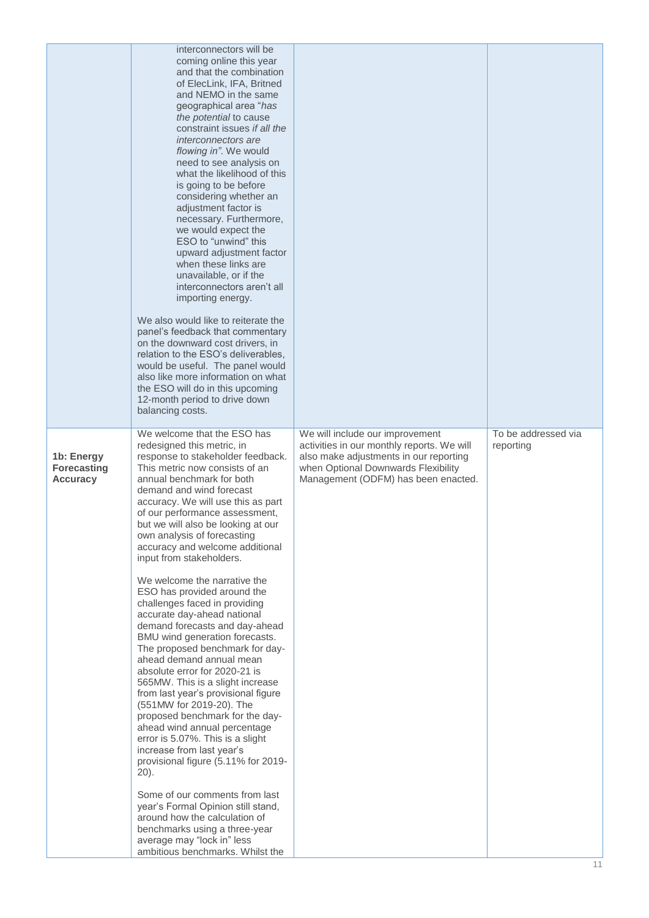| | | | |
|---|---|---|---|
| | interconnectors will be coming online this year and that the combination of ElecLink, IFA, Britned and NEMO in the same geographical area "*has the potential* to cause constraint issues *if all the interconnectors are flowing in*". We would need to see analysis on what the likelihood of this is going to be before considering whether an adjustment factor is necessary. Furthermore, we would expect the ESO to "unwind" this upward adjustment factor when these links are unavailable, or if the interconnectors aren't all importing energy.<br><br>We also would like to reiterate the panel's feedback that commentary on the downward cost drivers, in relation to the ESO's deliverables, would be useful. The panel would also like more information on what the ESO will do in this upcoming 12-month period to drive down balancing costs. | | |
| **1b: Energy Forecasting Accuracy** | We welcome that the ESO has redesigned this metric, in response to stakeholder feedback. This metric now consists of an annual benchmark for both demand and wind forecast accuracy. We will use this as part of our performance assessment, but we will also be looking at our own analysis of forecasting accuracy and welcome additional input from stakeholders.<br><br>We welcome the narrative the ESO has provided around the challenges faced in providing accurate day-ahead national demand forecasts and day-ahead BMU wind generation forecasts. The proposed benchmark for day-ahead demand annual mean absolute error for 2020-21 is 565MW. This is a slight increase from last year's provisional figure (551MW for 2019-20). The proposed benchmark for the day-ahead wind annual percentage error is 5.07%. This is a slight increase from last year's provisional figure (5.11% for 2019-20).<br><br>Some of our comments from last year's Formal Opinion still stand, around how the calculation of benchmarks using a three-year average may "lock in" less ambitious benchmarks. Whilst the | We will include our improvement activities in our monthly reports. We will also make adjustments in our reporting when Optional Downwards Flexibility Management (ODFM) has been enacted. | To be addressed via reporting |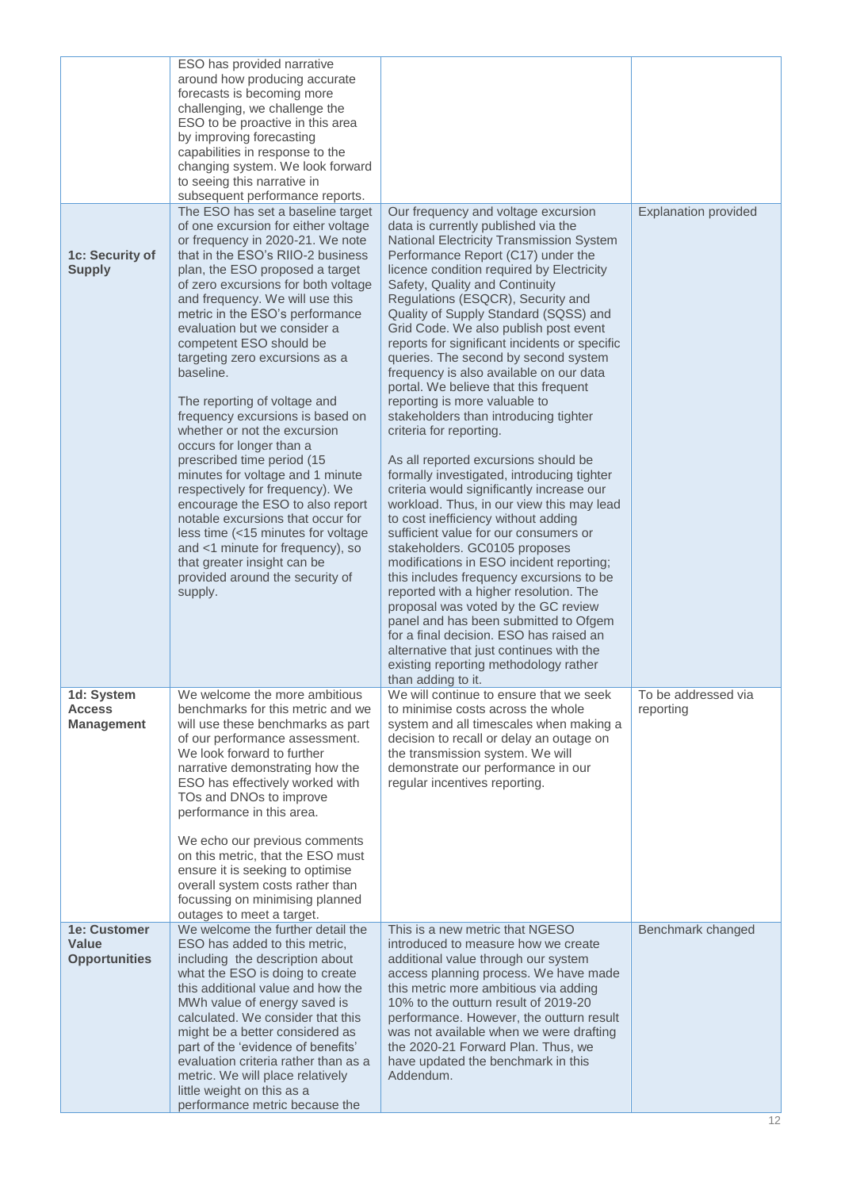| | | | |
|---|---|---|---|
| | ESO has provided narrative around how producing accurate forecasts is becoming more challenging, we challenge the ESO to be proactive in this area by improving forecasting capabilities in response to the changing system. We look forward to seeing this narrative in subsequent performance reports. | | |
| **1c: Security of Supply** | The ESO has set a baseline target of one excursion for either voltage or frequency in 2020-21. We note that in the ESO's RIIO-2 business plan, the ESO proposed a target of zero excursions for both voltage and frequency. We will use this metric in the ESO's performance evaluation but we consider a competent ESO should be targeting zero excursions as a baseline.<br><br>The reporting of voltage and frequency excursions is based on whether or not the excursion occurs for longer than a prescribed time period (15 minutes for voltage and 1 minute respectively for frequency). We encourage the ESO to also report notable excursions that occur for less time (<15 minutes for voltage and <1 minute for frequency), so that greater insight can be provided around the security of supply. | Our frequency and voltage excursion data is currently published via the National Electricity Transmission System Performance Report (C17) under the licence condition required by Electricity Safety, Quality and Continuity Regulations (ESQCR), Security and Quality of Supply Standard (SQSS) and Grid Code. We also publish post event reports for significant incidents or specific queries. The second by second system frequency is also available on our data portal. We believe that this frequent reporting is more valuable to stakeholders than introducing tighter criteria for reporting.<br><br>As all reported excursions should be formally investigated, introducing tighter criteria would significantly increase our workload. Thus, in our view this may lead to cost inefficiency without adding sufficient value for our consumers or stakeholders. GC0105 proposes modifications in ESO incident reporting; this includes frequency excursions to be reported with a higher resolution. The proposal was voted by the GC review panel and has been submitted to Ofgem for a final decision. ESO has raised an alternative that just continues with the existing reporting methodology rather than adding to it. | Explanation provided |
| **1d: System Access Management** | We welcome the more ambitious benchmarks for this metric and we will use these benchmarks as part of our performance assessment. We look forward to further narrative demonstrating how the ESO has effectively worked with TOs and DNOs to improve performance in this area.<br><br>We echo our previous comments on this metric, that the ESO must ensure it is seeking to optimise overall system costs rather than focussing on minimising planned outages to meet a target. | We will continue to ensure that we seek to minimise costs across the whole system and all timescales when making a decision to recall or delay an outage on the transmission system. We will demonstrate our performance in our regular incentives reporting. | To be addressed via reporting |
| **1e: Customer Value Opportunities** | We welcome the further detail the ESO has added to this metric, including the description about what the ESO is doing to create this additional value and how the MWh value of energy saved is calculated. We consider that this might be a better considered as part of the 'evidence of benefits' evaluation criteria rather than as a metric. We will place relatively little weight on this as a performance metric because the | This is a new metric that NGESO introduced to measure how we create additional value through our system access planning process. We have made this metric more ambitious via adding 10% to the outturn result of 2019-20 performance. However, the outturn result was not available when we were drafting the 2020-21 Forward Plan. Thus, we have updated the benchmark in this Addendum. | Benchmark changed |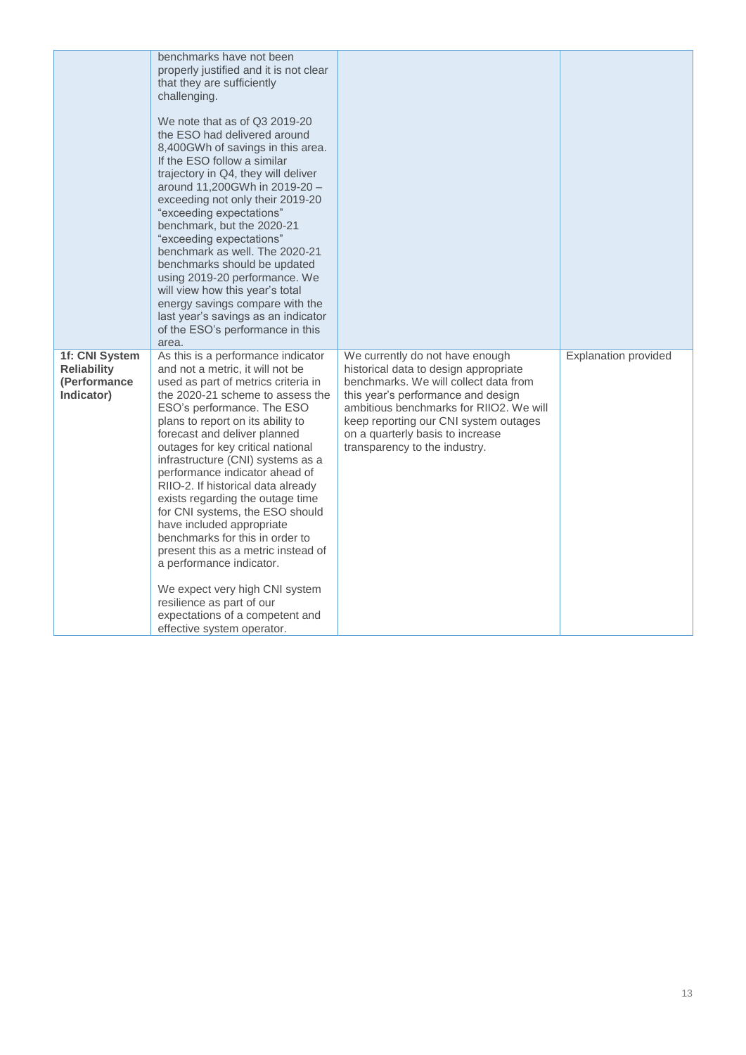| | | | |
|---|---|---|---|
| | benchmarks have not been properly justified and it is not clear that they are sufficiently challenging.<br><br>We note that as of Q3 2019-20 the ESO had delivered around 8,400GWh of savings in this area. If the ESO follow a similar trajectory in Q4, they will deliver around 11,200GWh in 2019-20 – exceeding not only their 2019-20 "exceeding expectations" benchmark, but the 2020-21 "exceeding expectations" benchmark as well. The 2020-21 benchmarks should be updated using 2019-20 performance. We will view how this year's total energy savings compare with the last year's savings as an indicator of the ESO's performance in this area. | | |
| **1f: CNI System Reliability (Performance Indicator)** | As this is a performance indicator and not a metric, it will not be used as part of metrics criteria in the 2020-21 scheme to assess the ESO's performance. The ESO plans to report on its ability to forecast and deliver planned outages for key critical national infrastructure (CNI) systems as a performance indicator ahead of RIIO-2. If historical data already exists regarding the outage time for CNI systems, the ESO should have included appropriate benchmarks for this in order to present this as a metric instead of a performance indicator.<br><br>We expect very high CNI system resilience as part of our expectations of a competent and effective system operator. | We currently do not have enough historical data to design appropriate benchmarks. We will collect data from this year's performance and design ambitious benchmarks for RIIO2. We will keep reporting our CNI system outages on a quarterly basis to increase transparency to the industry. | Explanation provided |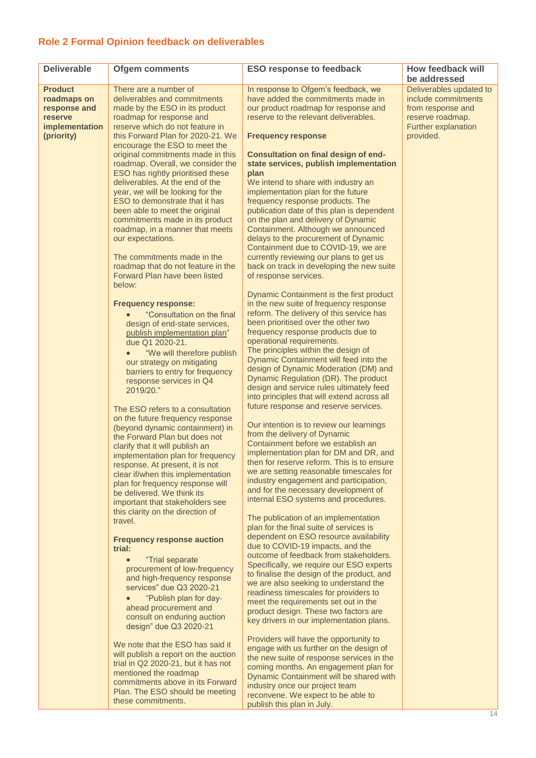## Role 2 Formal Opinion feedback on deliverables

| Deliverable | Ofgem comments | ESO response to feedback | How feedback will be addressed |
|---|---|---|---|
| **Product roadmaps on response and reserve implementation (priority)** | There are a number of deliverables and commitments made by the ESO in its product roadmap for response and reserve which do not feature in this Forward Plan for 2020-21. We encourage the ESO to meet the original commitments made in this roadmap. Overall, we consider the ESO has rightly prioritised these deliverables. At the end of the year, we will be looking for the ESO to demonstrate that it has been able to meet the original commitments made in its product roadmap, in a manner that meets our expectations.<br><br>The commitments made in the roadmap that do not feature in the Forward Plan have been listed below:<br><br>**Frequency response:**<br>• "Consultation on the final design of end-state services, publish implementation plan" due Q1 2020-21.<br>• "We will therefore publish our strategy on mitigating barriers to entry for frequency response services in Q4 2019/20."<br><br>The ESO refers to a consultation on the future frequency response (beyond dynamic containment) in the Forward Plan but does not clarify that it will publish an implementation plan for frequency response. At present, it is not clear if/when this implementation plan for frequency response will be delivered. We think its important that stakeholders see this clarity on the direction of travel.<br><br>**Frequency response auction trial:**<br>• "Trial separate procurement of low-frequency and high-frequency response services" due Q3 2020-21<br>• "Publish plan for day-ahead procurement and consult on enduring auction design" due Q3 2020-21<br><br>We note that the ESO has said it will publish a report on the auction trial in Q2 2020-21, but it has not mentioned the roadmap commitments above in its Forward Plan. The ESO should be meeting these commitments. | In response to Ofgem's feedback, we have added the commitments made in our product roadmap for response and reserve to the relevant deliverables.<br><br>**Frequency response**<br><br>**Consultation on final design of end-state services, publish implementation plan**<br>We intend to share with industry an implementation plan for the future frequency response products. The publication date of this plan is dependent on the plan and delivery of Dynamic Containment. Although we announced delays to the procurement of Dynamic Containment due to COVID-19, we are currently reviewing our plans to get us back on track in developing the new suite of response services.<br><br>Dynamic Containment is the first product in the new suite of frequency response reform. The delivery of this service has been prioritised over the other two frequency response products due to operational requirements.<br>The principles within the design of Dynamic Containment will feed into the design of Dynamic Moderation (DM) and Dynamic Regulation (DR). The product design and service rules ultimately feed into principles that will extend across all future response and reserve services.<br><br>Our intention is to review our learnings from the delivery of Dynamic Containment before we establish an implementation plan for DM and DR, and then for reserve reform. This is to ensure we are setting reasonable timescales for industry engagement and participation, and for the necessary development of internal ESO systems and procedures.<br><br>The publication of an implementation plan for the final suite of services is dependent on ESO resource availability due to COVID-19 impacts, and the outcome of feedback from stakeholders. Specifically, we require our ESO experts to finalise the design of the product, and we are also seeking to understand the readiness timescales for providers to meet the requirements set out in the product design. These two factors are key drivers in our implementation plans.<br><br>Providers will have the opportunity to engage with us further on the design of the new suite of response services in the coming months. An engagement plan for Dynamic Containment will be shared with industry once our project team reconvene. We expect to be able to publish this plan in July. | Deliverables updated to include commitments from response and reserve roadmap. Further explanation provided. |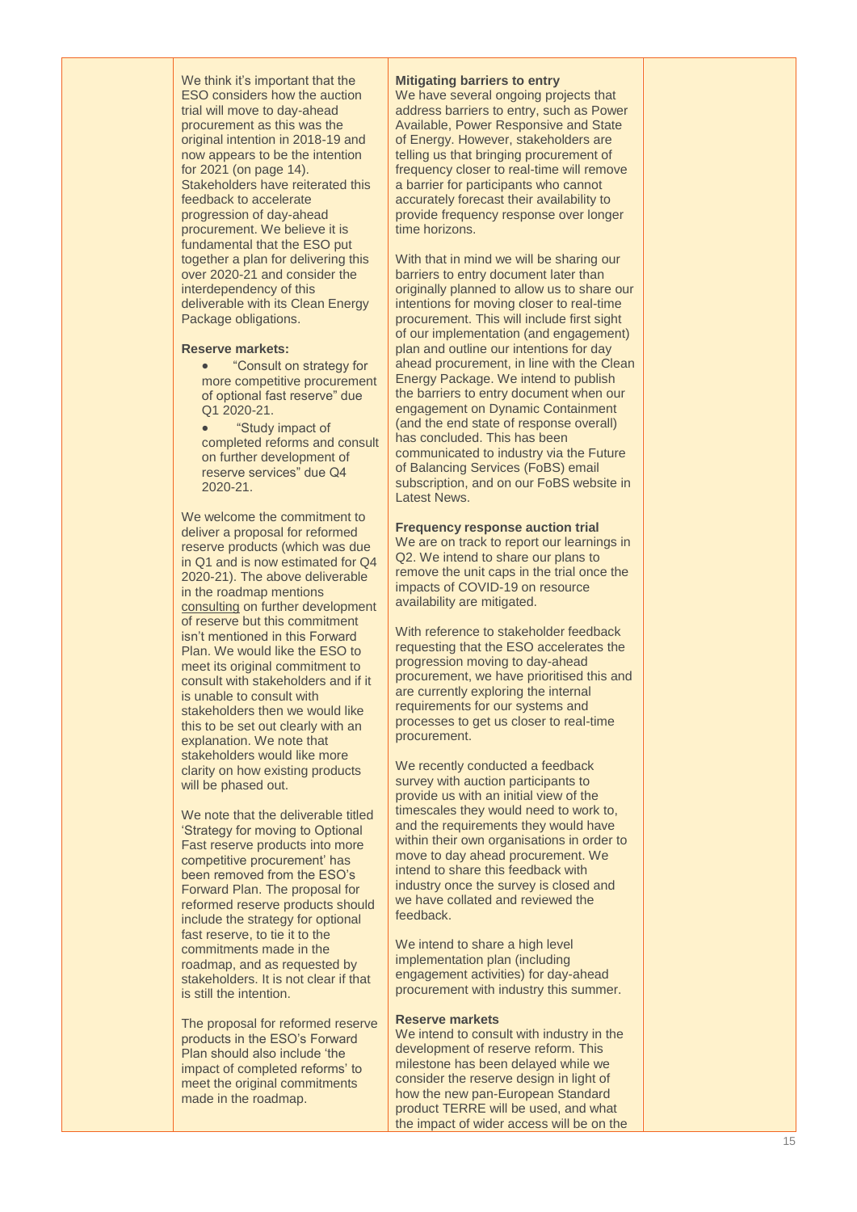We think it's important that the ESO considers how the auction trial will move to day-ahead procurement as this was the original intention in 2018-19 and now appears to be the intention for 2021 (on page 14). Stakeholders have reiterated this feedback to accelerate progression of day-ahead procurement. We believe it is fundamental that the ESO put together a plan for delivering this over 2020-21 and consider the interdependency of this deliverable with its Clean Energy Package obligations.

**Reserve markets:**

- "Consult on strategy for more competitive procurement of optional fast reserve" due Q1 2020-21.
- "Study impact of completed reforms and consult on further development of reserve services" due Q4 2020-21.

We welcome the commitment to deliver a proposal for reformed reserve products (which was due in Q1 and is now estimated for Q4 2020-21). The above deliverable in the roadmap mentions consulting on further development of reserve but this commitment isn't mentioned in this Forward Plan. We would like the ESO to meet its original commitment to consult with stakeholders and if it is unable to consult with stakeholders then we would like this to be set out clearly with an explanation. We note that stakeholders would like more clarity on how existing products will be phased out.

We note that the deliverable titled 'Strategy for moving to Optional Fast reserve products into more competitive procurement' has been removed from the ESO's Forward Plan. The proposal for reformed reserve products should include the strategy for optional fast reserve, to tie it to the commitments made in the roadmap, and as requested by stakeholders. It is not clear if that is still the intention.

The proposal for reformed reserve products in the ESO's Forward Plan should also include 'the impact of completed reforms' to meet the original commitments made in the roadmap.

**Mitigating barriers to entry**

We have several ongoing projects that address barriers to entry, such as Power Available, Power Responsive and State of Energy. However, stakeholders are telling us that bringing procurement of frequency closer to real-time will remove a barrier for participants who cannot accurately forecast their availability to provide frequency response over longer time horizons.

With that in mind we will be sharing our barriers to entry document later than originally planned to allow us to share our intentions for moving closer to real-time procurement. This will include first sight of our implementation (and engagement) plan and outline our intentions for day ahead procurement, in line with the Clean Energy Package. We intend to publish the barriers to entry document when our engagement on Dynamic Containment (and the end state of response overall) has concluded. This has been communicated to industry via the Future of Balancing Services (FoBS) email subscription, and on our FoBS website in Latest News.

**Frequency response auction trial**

We are on track to report our learnings in Q2. We intend to share our plans to remove the unit caps in the trial once the impacts of COVID-19 on resource availability are mitigated.

With reference to stakeholder feedback requesting that the ESO accelerates the progression moving to day-ahead procurement, we have prioritised this and are currently exploring the internal requirements for our systems and processes to get us closer to real-time procurement.

We recently conducted a feedback survey with auction participants to provide us with an initial view of the timescales they would need to work to, and the requirements they would have within their own organisations in order to move to day ahead procurement. We intend to share this feedback with industry once the survey is closed and we have collated and reviewed the feedback.

We intend to share a high level implementation plan (including engagement activities) for day-ahead procurement with industry this summer.

**Reserve markets**

We intend to consult with industry in the development of reserve reform. This milestone has been delayed while we consider the reserve design in light of how the new pan-European Standard product TERRE will be used, and what the impact of wider access will be on the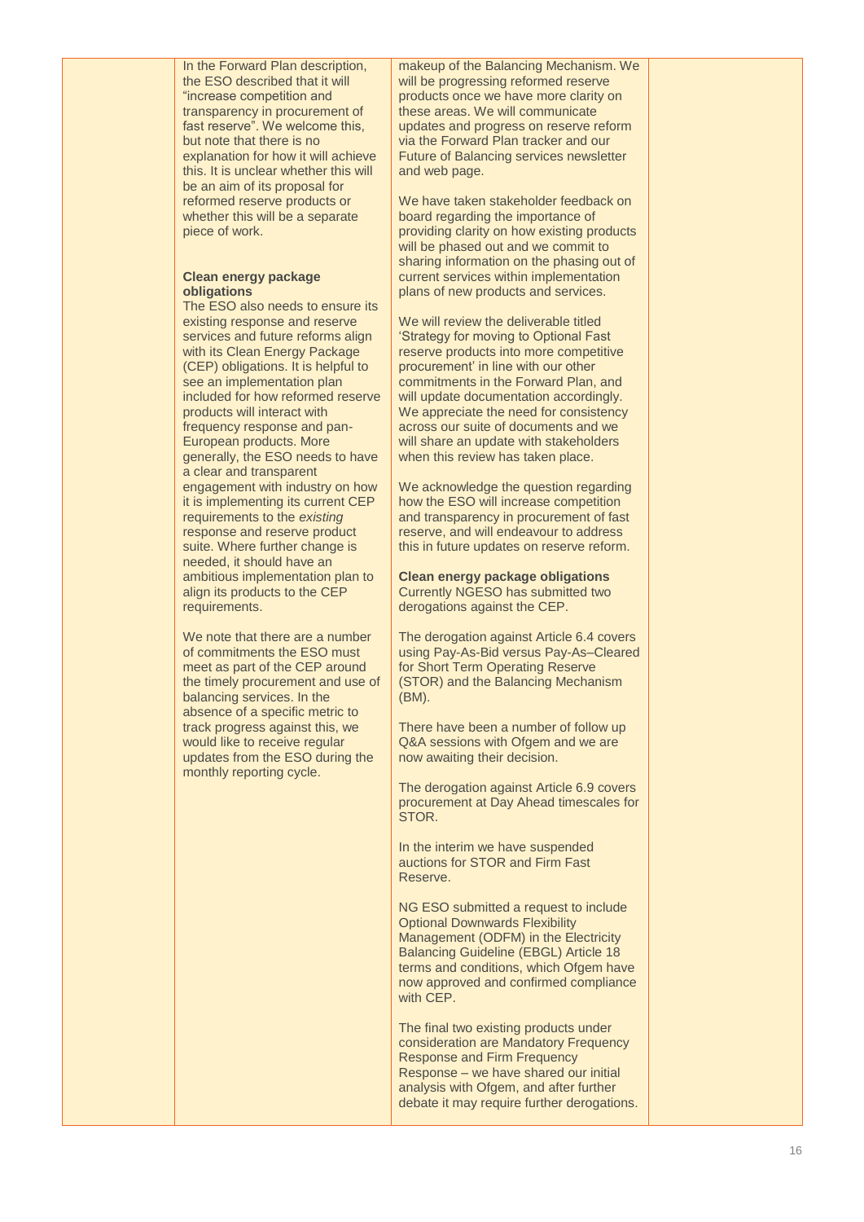| | | | |
|---|---|---|---|
| | In the Forward Plan description, the ESO described that it will "increase competition and transparency in procurement of fast reserve". We welcome this, but note that there is no explanation for how it will achieve this. It is unclear whether this will be an aim of its proposal for reformed reserve products or whether this will be a separate piece of work.<br><br>**Clean energy package obligations**<br>The ESO also needs to ensure its existing response and reserve services and future reforms align with its Clean Energy Package (CEP) obligations. It is helpful to see an implementation plan included for how reformed reserve products will interact with frequency response and pan-European products. More generally, the ESO needs to have a clear and transparent engagement with industry on how it is implementing its current CEP requirements to the *existing* response and reserve product suite. Where further change is needed, it should have an ambitious implementation plan to align its products to the CEP requirements.<br><br>We note that there are a number of commitments the ESO must meet as part of the CEP around the timely procurement and use of balancing services. In the absence of a specific metric to track progress against this, we would like to receive regular updates from the ESO during the monthly reporting cycle. | makeup of the Balancing Mechanism. We will be progressing reformed reserve products once we have more clarity on these areas. We will communicate updates and progress on reserve reform via the Forward Plan tracker and our Future of Balancing services newsletter and web page.<br><br>We have taken stakeholder feedback on board regarding the importance of providing clarity on how existing products will be phased out and we commit to sharing information on the phasing out of current services within implementation plans of new products and services.<br><br>We will review the deliverable titled 'Strategy for moving to Optional Fast reserve products into more competitive procurement' in line with our other commitments in the Forward Plan, and will update documentation accordingly. We appreciate the need for consistency across our suite of documents and we will share an update with stakeholders when this review has taken place.<br><br>We acknowledge the question regarding how the ESO will increase competition and transparency in procurement of fast reserve, and will endeavour to address this in future updates on reserve reform.<br><br>**Clean energy package obligations**<br>Currently NGESO has submitted two derogations against the CEP.<br><br>The derogation against Article 6.4 covers using Pay-As-Bid versus Pay-As–Cleared for Short Term Operating Reserve (STOR) and the Balancing Mechanism (BM).<br><br>There have been a number of follow up Q&A sessions with Ofgem and we are now awaiting their decision.<br><br>The derogation against Article 6.9 covers procurement at Day Ahead timescales for STOR.<br><br>In the interim we have suspended auctions for STOR and Firm Fast Reserve.<br><br>NG ESO submitted a request to include Optional Downwards Flexibility Management (ODFM) in the Electricity Balancing Guideline (EBGL) Article 18 terms and conditions, which Ofgem have now approved and confirmed compliance with CEP.<br><br>The final two existing products under consideration are Mandatory Frequency Response and Firm Frequency Response – we have shared our initial analysis with Ofgem, and after further debate it may require further derogations. | |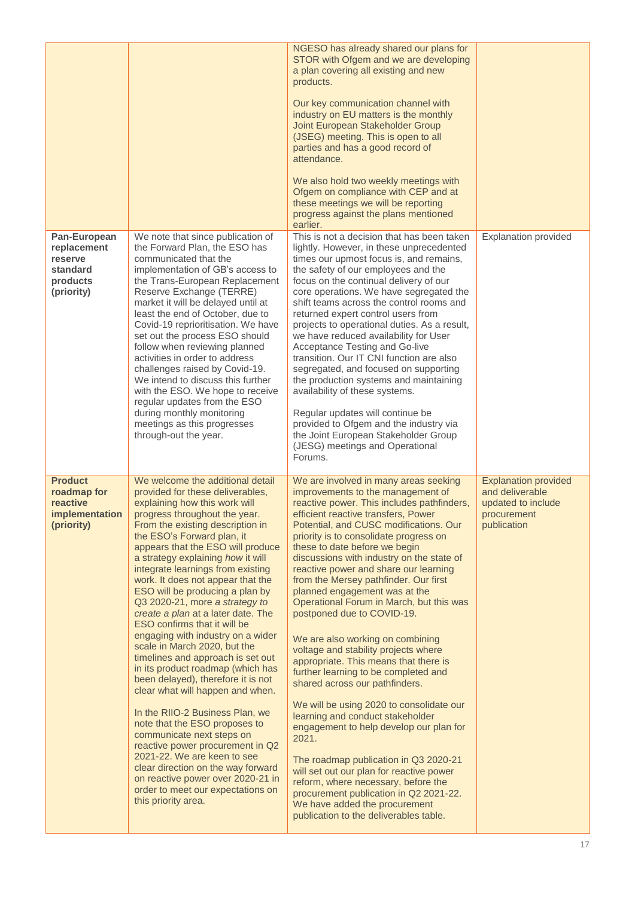| | | | |
|---|---|---|---|
| | | NGESO has already shared our plans for STOR with Ofgem and we are developing a plan covering all existing and new products.<br><br>Our key communication channel with industry on EU matters is the monthly Joint European Stakeholder Group (JSEG) meeting. This is open to all parties and has a good record of attendance.<br><br>We also hold two weekly meetings with Ofgem on compliance with CEP and at these meetings we will be reporting progress against the plans mentioned earlier. | |
| **Pan-European replacement reserve standard products (priority)** | We note that since publication of the Forward Plan, the ESO has communicated that the implementation of GB's access to the Trans-European Replacement Reserve Exchange (TERRE) market it will be delayed until at least the end of October, due to Covid-19 reprioritisation. We have set out the process ESO should follow when reviewing planned activities in order to address challenges raised by Covid-19. We intend to discuss this further with the ESO. We hope to receive regular updates from the ESO during monthly monitoring meetings as this progresses through-out the year. | This is not a decision that has been taken lightly. However, in these unprecedented times our upmost focus is, and remains, the safety of our employees and the focus on the continual delivery of our core operations. We have segregated the shift teams across the control rooms and returned expert control users from projects to operational duties. As a result, we have reduced availability for User Acceptance Testing and Go-live transition. Our IT CNI function are also segregated, and focused on supporting the production systems and maintaining availability of these systems.<br><br>Regular updates will continue be provided to Ofgem and the industry via the Joint European Stakeholder Group (JESG) meetings and Operational Forums. | Explanation provided |
| **Product roadmap for reactive implementation (priority)** | We welcome the additional detail provided for these deliverables, explaining how this work will progress throughout the year. From the existing description in the ESO's Forward plan, it appears that the ESO will produce a strategy explaining *how* it will integrate learnings from existing work. It does not appear that the ESO will be producing a plan by Q3 2020-21, more *a strategy to create a plan* at a later date. The ESO confirms that it will be engaging with industry on a wider scale in March 2020, but the timelines and approach is set out in its product roadmap (which has been delayed), therefore it is not clear what will happen and when.<br><br>In the RIIO-2 Business Plan, we note that the ESO proposes to communicate next steps on reactive power procurement in Q2 2021-22. We are keen to see clear direction on the way forward on reactive power over 2020-21 in order to meet our expectations on this priority area. | We are involved in many areas seeking improvements to the management of reactive power. This includes pathfinders, efficient reactive transfers, Power Potential, and CUSC modifications. Our priority is to consolidate progress on these to date before we begin discussions with industry on the state of reactive power and share our learning from the Mersey pathfinder. Our first planned engagement was at the Operational Forum in March, but this was postponed due to COVID-19.<br><br>We are also working on combining voltage and stability projects where appropriate. This means that there is further learning to be completed and shared across our pathfinders.<br><br>We will be using 2020 to consolidate our learning and conduct stakeholder engagement to help develop our plan for 2021.<br><br>The roadmap publication in Q3 2020-21 will set out our plan for reactive power reform, where necessary, before the procurement publication in Q2 2021-22. We have added the procurement publication to the deliverables table. | Explanation provided and deliverable updated to include procurement publication |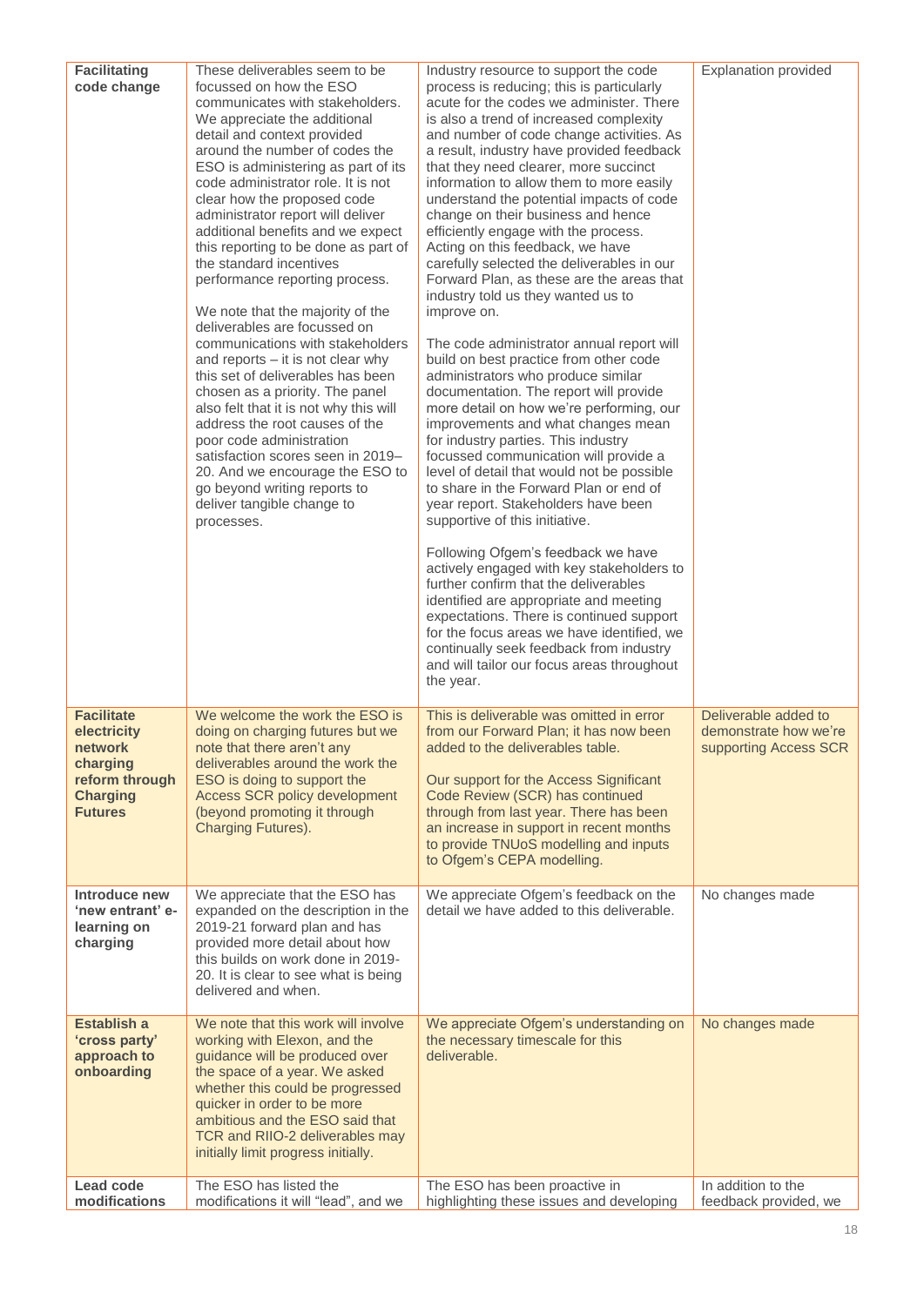| **Facilitating code change** | These deliverables seem to be focussed on how the ESO communicates with stakeholders. We appreciate the additional detail and context provided around the number of codes the ESO is administering as part of its code administrator role. It is not clear how the proposed code administrator report will deliver additional benefits and we expect this reporting to be done as part of the standard incentives performance reporting process.<br><br>We note that the majority of the deliverables are focussed on communications with stakeholders and reports – it is not clear why this set of deliverables has been chosen as a priority. The panel also felt that it is not why this will address the root causes of the poor code administration satisfaction scores seen in 2019–20. And we encourage the ESO to go beyond writing reports to deliver tangible change to processes. | Industry resource to support the code process is reducing; this is particularly acute for the codes we administer. There is also a trend of increased complexity and number of code change activities. As a result, industry have provided feedback that they need clearer, more succinct information to allow them to more easily understand the potential impacts of code change on their business and hence efficiently engage with the process. Acting on this feedback, we have carefully selected the deliverables in our Forward Plan, as these are the areas that industry told us they wanted us to improve on.<br><br>The code administrator annual report will build on best practice from other code administrators who produce similar documentation. The report will provide more detail on how we're performing, our improvements and what changes mean for industry parties. This industry focussed communication will provide a level of detail that would not be possible to share in the Forward Plan or end of year report. Stakeholders have been supportive of this initiative.<br><br>Following Ofgem's feedback we have actively engaged with key stakeholders to further confirm that the deliverables identified are appropriate and meeting expectations. There is continued support for the focus areas we have identified, we continually seek feedback from industry and will tailor our focus areas throughout the year. | Explanation provided |
|---|---|---|---|
| **Facilitate electricity network charging reform through Charging Futures** | We welcome the work the ESO is doing on charging futures but we note that there aren't any deliverables around the work the ESO is doing to support the Access SCR policy development (beyond promoting it through Charging Futures). | This is deliverable was omitted in error from our Forward Plan; it has now been added to the deliverables table.<br><br>Our support for the Access Significant Code Review (SCR) has continued through from last year. There has been an increase in support in recent months to provide TNUoS modelling and inputs to Ofgem's CEPA modelling. | Deliverable added to demonstrate how we're supporting Access SCR |
| **Introduce new 'new entrant' e-learning on charging** | We appreciate that the ESO has expanded on the description in the 2019-21 forward plan and has provided more detail about how this builds on work done in 2019-20. It is clear to see what is being delivered and when. | We appreciate Ofgem's feedback on the detail we have added to this deliverable. | No changes made |
| **Establish a 'cross party' approach to onboarding** | We note that this work will involve working with Elexon, and the guidance will be produced over the space of a year. We asked whether this could be progressed quicker in order to be more ambitious and the ESO said that TCR and RIIO-2 deliverables may initially limit progress initially. | We appreciate Ofgem's understanding on the necessary timescale for this deliverable. | No changes made |
| **Lead code modifications** | The ESO has listed the modifications it will "lead", and we | The ESO has been proactive in highlighting these issues and developing | In addition to the feedback provided, we |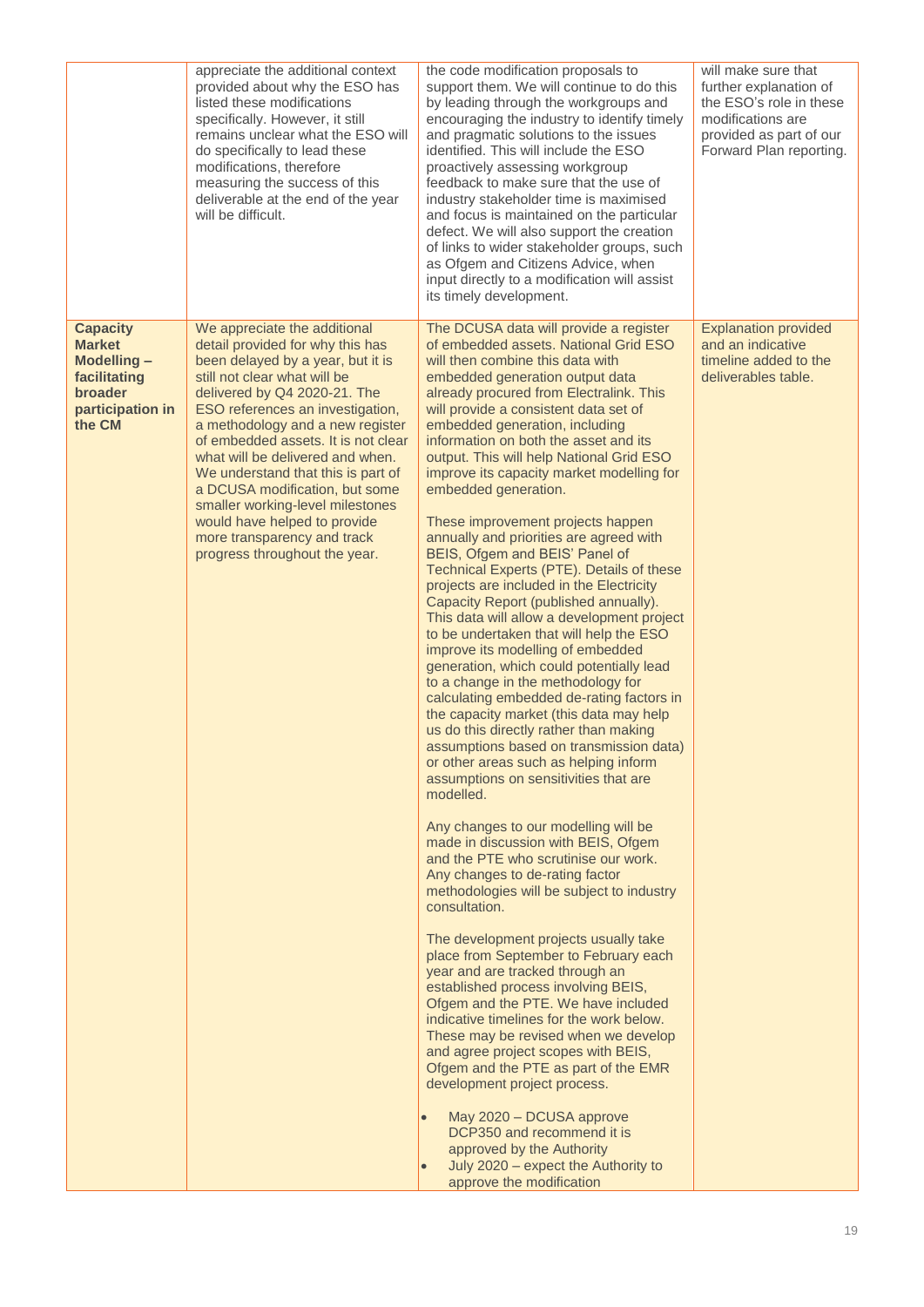| | | | |
|---|---|---|---|
| | appreciate the additional context provided about why the ESO has listed these modifications specifically. However, it still remains unclear what the ESO will do specifically to lead these modifications, therefore measuring the success of this deliverable at the end of the year will be difficult. | the code modification proposals to support them. We will continue to do this by leading through the workgroups and encouraging the industry to identify timely and pragmatic solutions to the issues identified. This will include the ESO proactively assessing workgroup feedback to make sure that the use of industry stakeholder time is maximised and focus is maintained on the particular defect. We will also support the creation of links to wider stakeholder groups, such as Ofgem and Citizens Advice, when input directly to a modification will assist its timely development. | will make sure that further explanation of the ESO's role in these modifications are provided as part of our Forward Plan reporting. |
| **Capacity Market Modelling – facilitating broader participation in the CM** | We appreciate the additional detail provided for why this has been delayed by a year, but it is still not clear what will be delivered by Q4 2020-21. The ESO references an investigation, a methodology and a new register of embedded assets. It is not clear what will be delivered and when. We understand that this is part of a DCUSA modification, but some smaller working-level milestones would have helped to provide more transparency and track progress throughout the year. | The DCUSA data will provide a register of embedded assets. National Grid ESO will then combine this data with embedded generation output data already procured from Electralink. This will provide a consistent data set of embedded generation, including information on both the asset and its output. This will help National Grid ESO improve its capacity market modelling for embedded generation.<br><br>These improvement projects happen annually and priorities are agreed with BEIS, Ofgem and BEIS' Panel of Technical Experts (PTE). Details of these projects are included in the Electricity Capacity Report (published annually). This data will allow a development project to be undertaken that will help the ESO improve its modelling of embedded generation, which could potentially lead to a change in the methodology for calculating embedded de-rating factors in the capacity market (this data may help us do this directly rather than making assumptions based on transmission data) or other areas such as helping inform assumptions on sensitivities that are modelled.<br><br>Any changes to our modelling will be made in discussion with BEIS, Ofgem and the PTE who scrutinise our work. Any changes to de-rating factor methodologies will be subject to industry consultation.<br><br>The development projects usually take place from September to February each year and are tracked through an established process involving BEIS, Ofgem and the PTE. We have included indicative timelines for the work below. These may be revised when we develop and agree project scopes with BEIS, Ofgem and the PTE as part of the EMR development project process.<br><br>• May 2020 – DCUSA approve DCP350 and recommend it is approved by the Authority<br>• July 2020 – expect the Authority to approve the modification | Explanation provided and an indicative timeline added to the deliverables table. |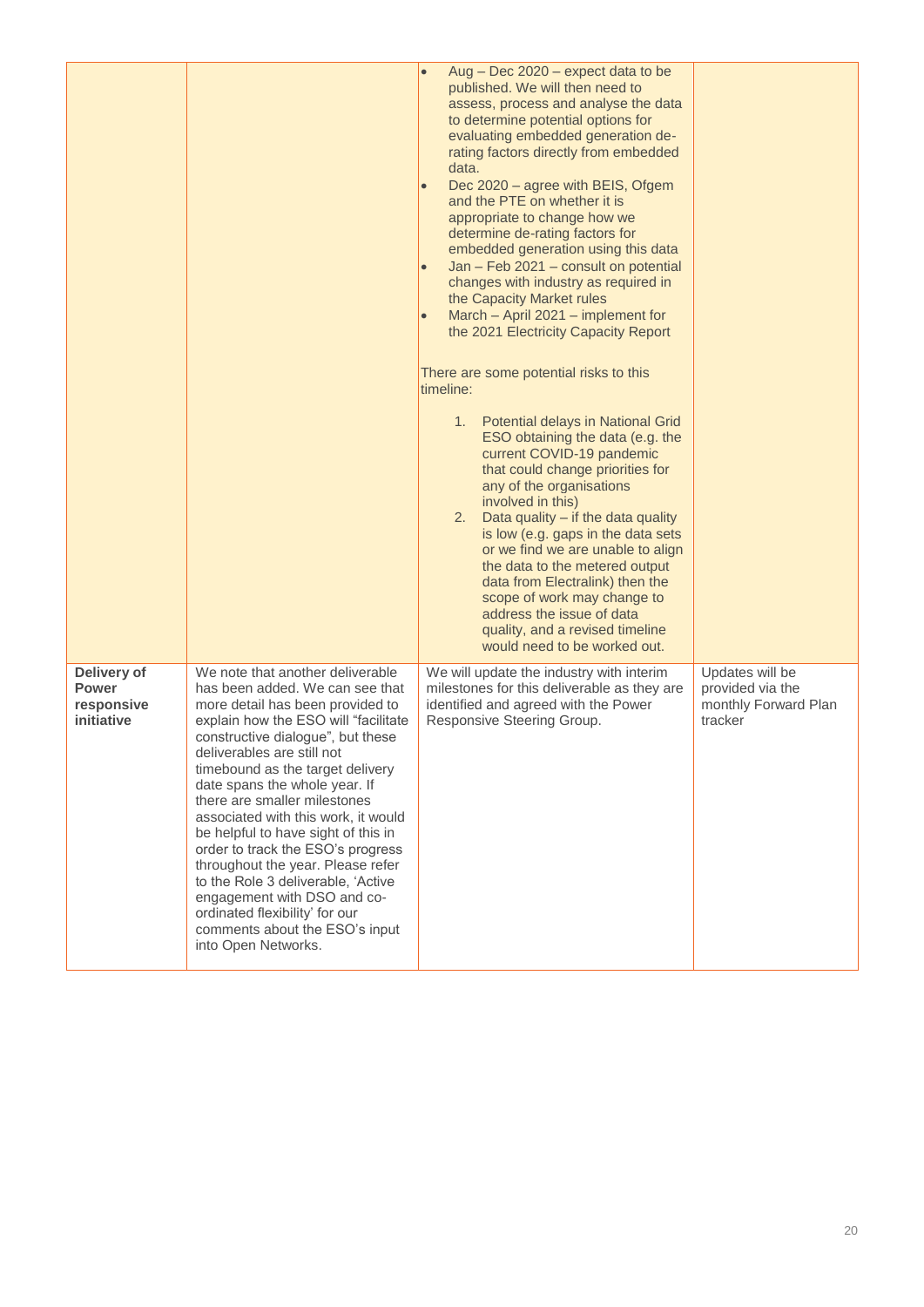| | | | |
|---|---|---|---|
| | | <ul><li>Aug – Dec 2020 – expect data to be published. We will then need to assess, process and analyse the data to determine potential options for evaluating embedded generation de-rating factors directly from embedded data.</li><li>Dec 2020 – agree with BEIS, Ofgem and the PTE on whether it is appropriate to change how we determine de-rating factors for embedded generation using this data</li><li>Jan – Feb 2021 – consult on potential changes with industry as required in the Capacity Market rules</li><li>March – April 2021 – implement for the 2021 Electricity Capacity Report</li></ul>There are some potential risks to this timeline:<ol><li>Potential delays in National Grid ESO obtaining the data (e.g. the current COVID-19 pandemic that could change priorities for any of the organisations involved in this)</li><li>Data quality – if the data quality is low (e.g. gaps in the data sets or we find we are unable to align the data to the metered output data from Electralink) then the scope of work may change to address the issue of data quality, and a revised timeline would need to be worked out.</li></ol> | |
| **Delivery of Power responsive initiative** | We note that another deliverable has been added. We can see that more detail has been provided to explain how the ESO will "facilitate constructive dialogue", but these deliverables are still not timebound as the target delivery date spans the whole year. If there are smaller milestones associated with this work, it would be helpful to have sight of this in order to track the ESO's progress throughout the year. Please refer to the Role 3 deliverable, 'Active engagement with DSO and co-ordinated flexibility' for our comments about the ESO's input into Open Networks. | We will update the industry with interim milestones for this deliverable as they are identified and agreed with the Power Responsive Steering Group. | Updates will be provided via the monthly Forward Plan tracker |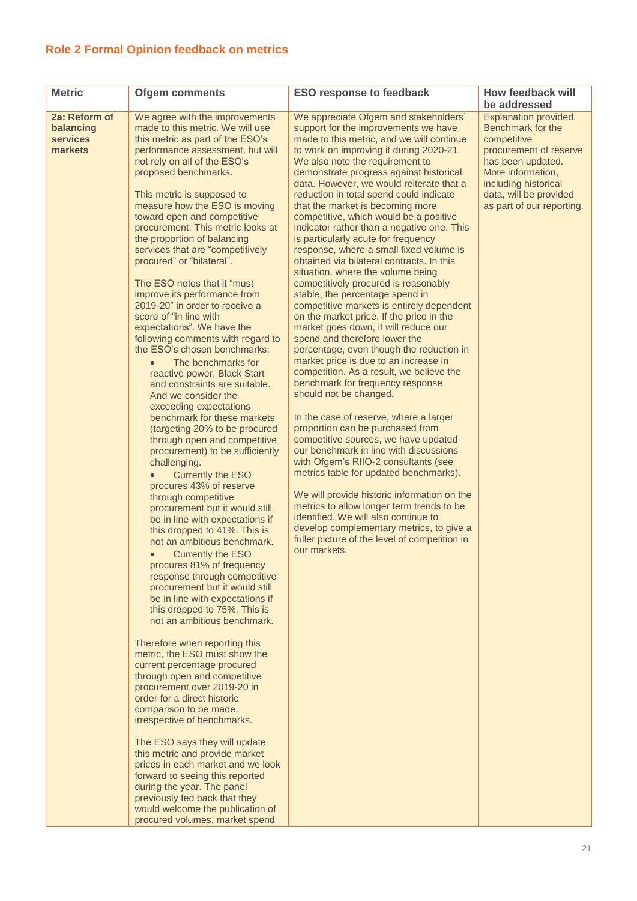## Role 2 Formal Opinion feedback on metrics

| Metric | Ofgem comments | ESO response to feedback | How feedback will be addressed |
|---|---|---|---|
| **2a: Reform of balancing services markets** | We agree with the improvements made to this metric. We will use this metric as part of the ESO's performance assessment, but will not rely on all of the ESO's proposed benchmarks.<br><br>This metric is supposed to measure how the ESO is moving toward open and competitive procurement. This metric looks at the proportion of balancing services that are "competitively procured" or "bilateral".<br><br>The ESO notes that it "must improve its performance from 2019-20" in order to receive a score of "in line with expectations". We have the following comments with regard to the ESO's chosen benchmarks:<br>• The benchmarks for reactive power, Black Start and constraints are suitable. And we consider the exceeding expectations benchmark for these markets (targeting 20% to be procured through open and competitive procurement) to be sufficiently challenging.<br>• Currently the ESO procures 43% of reserve through competitive procurement but it would still be in line with expectations if this dropped to 41%. This is not an ambitious benchmark.<br>• Currently the ESO procures 81% of frequency response through competitive procurement but it would still be in line with expectations if this dropped to 75%. This is not an ambitious benchmark.<br><br>Therefore when reporting this metric, the ESO must show the current percentage procured through open and competitive procurement over 2019-20 in order for a direct historic comparison to be made, irrespective of benchmarks.<br><br>The ESO says they will update this metric and provide market prices in each market and we look forward to seeing this reported during the year. The panel previously fed back that they would welcome the publication of procured volumes, market spend | We appreciate Ofgem and stakeholders' support for the improvements we have made to this metric, and we will continue to work on improving it during 2020-21. We also note the requirement to demonstrate progress against historical data. However, we would reiterate that a reduction in total spend could indicate that the market is becoming more competitive, which would be a positive indicator rather than a negative one. This is particularly acute for frequency response, where a small fixed volume is obtained via bilateral contracts. In this situation, where the volume being competitively procured is reasonably stable, the percentage spend in competitive markets is entirely dependent on the market price. If the price in the market goes down, it will reduce our spend and therefore lower the percentage, even though the reduction in market price is due to an increase in competition. As a result, we believe the benchmark for frequency response should not be changed.<br><br>In the case of reserve, where a larger proportion can be purchased from competitive sources, we have updated our benchmark in line with discussions with Ofgem's RIIO-2 consultants (see metrics table for updated benchmarks).<br><br>We will provide historic information on the metrics to allow longer term trends to be identified. We will also continue to develop complementary metrics, to give a fuller picture of the level of competition in our markets. | Explanation provided. Benchmark for the competitive procurement of reserve has been updated. More information, including historical data, will be provided as part of our reporting. |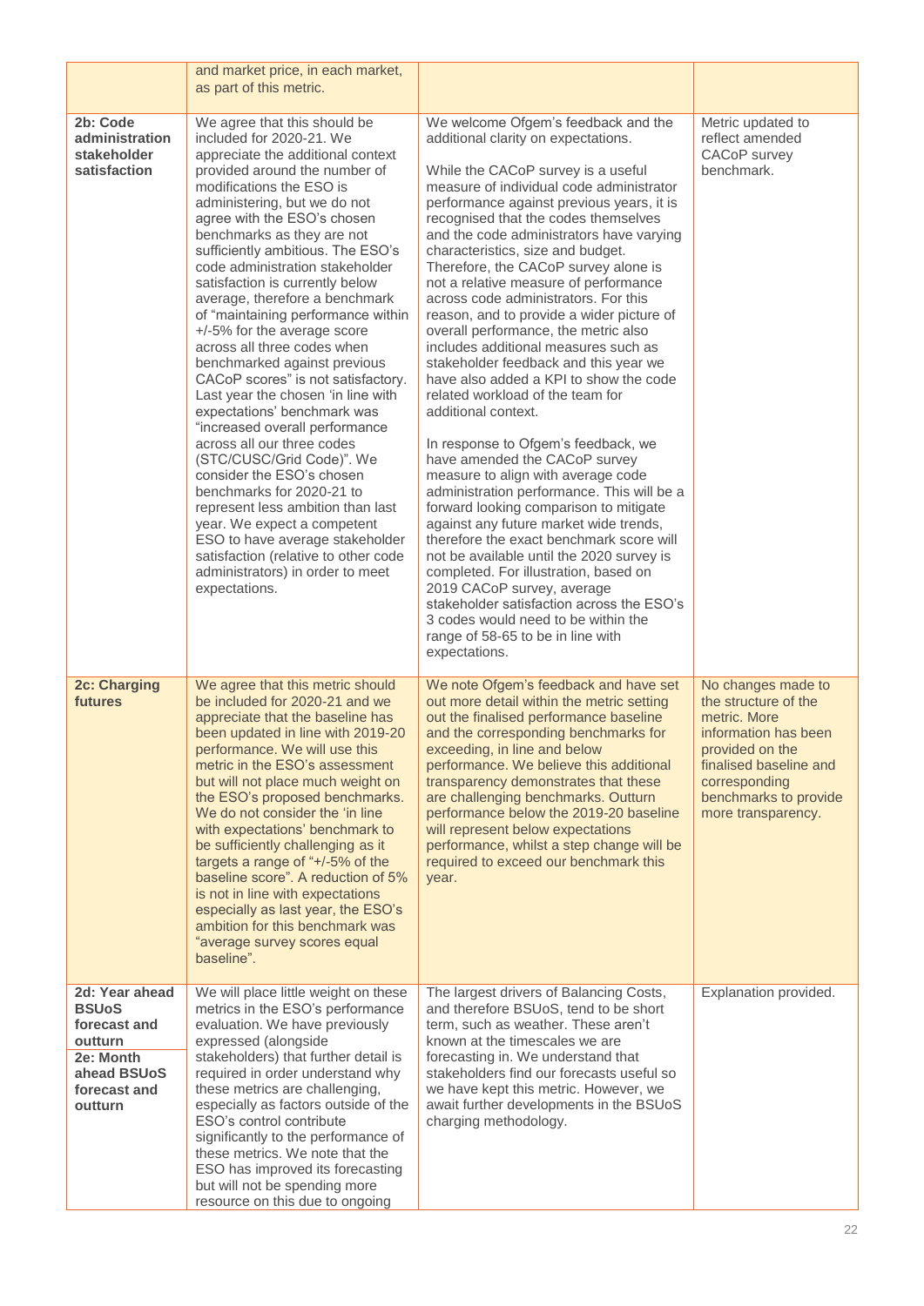| | | | |
|---|---|---|---|
| | and market price, in each market, as part of this metric. | | |
| **2b: Code administration stakeholder satisfaction** | We agree that this should be included for 2020-21. We appreciate the additional context provided around the number of modifications the ESO is administering, but we do not agree with the ESO's chosen benchmarks as they are not sufficiently ambitious. The ESO's code administration stakeholder satisfaction is currently below average, therefore a benchmark of "maintaining performance within +/-5% for the average score across all three codes when benchmarked against previous CACoP scores" is not satisfactory. Last year the chosen 'in line with expectations' benchmark was "increased overall performance across all our three codes (STC/CUSC/Grid Code)". We consider the ESO's chosen benchmarks for 2020-21 to represent less ambition than last year. We expect a competent ESO to have average stakeholder satisfaction (relative to other code administrators) in order to meet expectations. | We welcome Ofgem's feedback and the additional clarity on expectations.<br><br>While the CACoP survey is a useful measure of individual code administrator performance against previous years, it is recognised that the codes themselves and the code administrators have varying characteristics, size and budget. Therefore, the CACoP survey alone is not a relative measure of performance across code administrators. For this reason, and to provide a wider picture of overall performance, the metric also includes additional measures such as stakeholder feedback and this year we have also added a KPI to show the code related workload of the team for additional context.<br><br>In response to Ofgem's feedback, we have amended the CACoP survey measure to align with average code administration performance. This will be a forward looking comparison to mitigate against any future market wide trends, therefore the exact benchmark score will not be available until the 2020 survey is completed. For illustration, based on 2019 CACoP survey, average stakeholder satisfaction across the ESO's 3 codes would need to be within the range of 58-65 to be in line with expectations. | Metric updated to reflect amended CACoP survey benchmark. |
| **2c: Charging futures** | We agree that this metric should be included for 2020-21 and we appreciate that the baseline has been updated in line with 2019-20 performance. We will use this metric in the ESO's assessment but will not place much weight on the ESO's proposed benchmarks. We do not consider the 'in line with expectations' benchmark to be sufficiently challenging as it targets a range of "+/-5% of the baseline score". A reduction of 5% is not in line with expectations especially as last year, the ESO's ambition for this benchmark was "average survey scores equal baseline". | We note Ofgem's feedback and have set out more detail within the metric setting out the finalised performance baseline and the corresponding benchmarks for exceeding, in line and below performance. We believe this additional transparency demonstrates that these are challenging benchmarks. Outturn performance below the 2019-20 baseline will represent below expectations performance, whilst a step change will be required to exceed our benchmark this year. | No changes made to the structure of the metric. More information has been provided on the finalised baseline and corresponding benchmarks to provide more transparency. |
| **2d: Year ahead BSUoS forecast and outturn**<br>**2e: Month ahead BSUoS forecast and outturn** | We will place little weight on these metrics in the ESO's performance evaluation. We have previously expressed (alongside stakeholders) that further detail is required in order understand why these metrics are challenging, especially as factors outside of the ESO's control contribute significantly to the performance of these metrics. We note that the ESO has improved its forecasting but will not be spending more resource on this due to ongoing | The largest drivers of Balancing Costs, and therefore BSUoS, tend to be short term, such as weather. These aren't known at the timescales we are forecasting in. We understand that stakeholders find our forecasts useful so we have kept this metric. However, we await further developments in the BSUoS charging methodology. | Explanation provided. |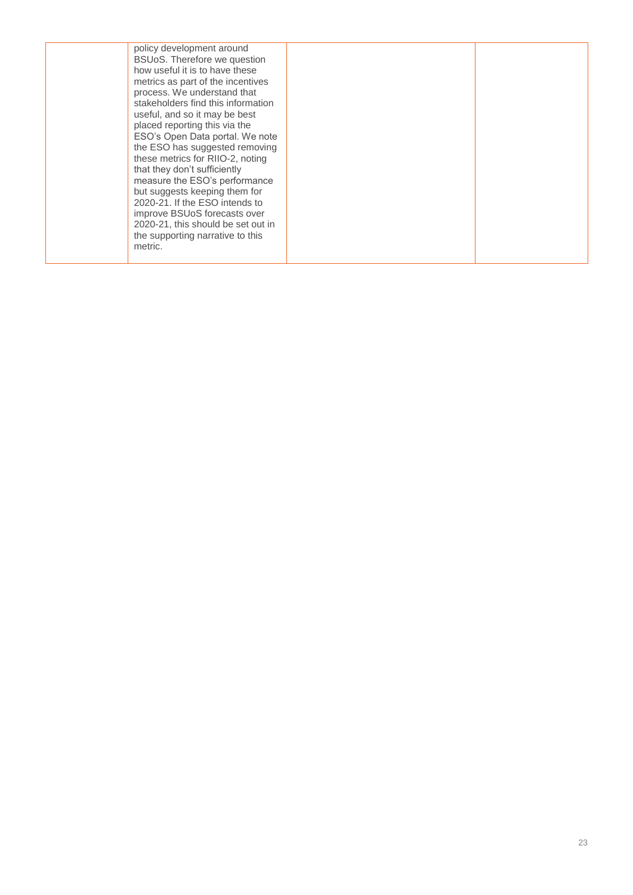| | | | |
|---|---|---|---|
| | policy development around BSUoS. Therefore we question how useful it is to have these metrics as part of the incentives process. We understand that stakeholders find this information useful, and so it may be best placed reporting this via the ESO's Open Data portal. We note the ESO has suggested removing these metrics for RIIO-2, noting that they don't sufficiently measure the ESO's performance but suggests keeping them for 2020-21. If the ESO intends to improve BSUoS forecasts over 2020-21, this should be set out in the supporting narrative to this metric. | | |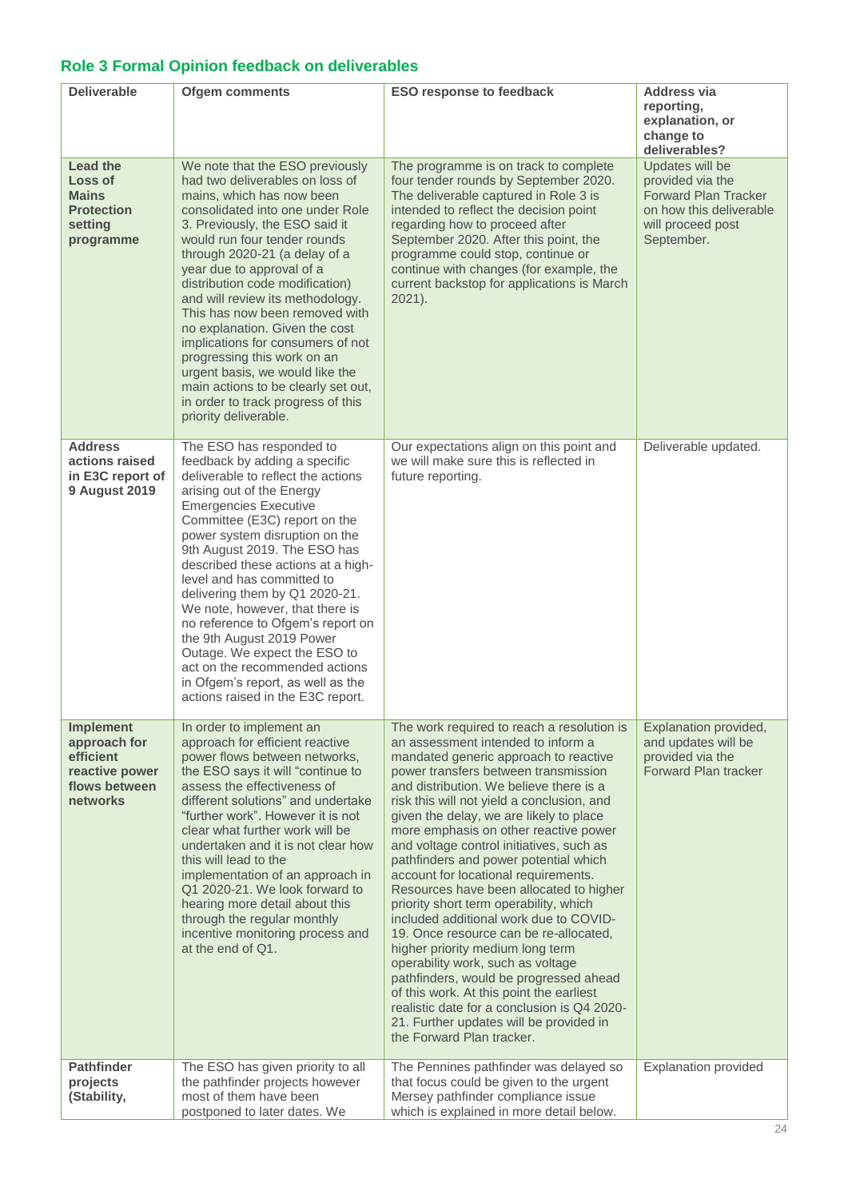## Role 3 Formal Opinion feedback on deliverables

| Deliverable | Ofgem comments | ESO response to feedback | Address via reporting, explanation, or change to deliverables? |
|---|---|---|---|
| **Lead the Loss of Mains Protection setting programme** | We note that the ESO previously had two deliverables on loss of mains, which has now been consolidated into one under Role 3. Previously, the ESO said it would run four tender rounds through 2020-21 (a delay of a year due to approval of a distribution code modification) and will review its methodology. This has now been removed with no explanation. Given the cost implications for consumers of not progressing this work on an urgent basis, we would like the main actions to be clearly set out, in order to track progress of this priority deliverable. | The programme is on track to complete four tender rounds by September 2020. The deliverable captured in Role 3 is intended to reflect the decision point regarding how to proceed after September 2020. After this point, the programme could stop, continue or continue with changes (for example, the current backstop for applications is March 2021). | Updates will be provided via the Forward Plan Tracker on how this deliverable will proceed post September. |
| **Address actions raised in E3C report of 9 August 2019** | The ESO has responded to feedback by adding a specific deliverable to reflect the actions arising out of the Energy Emergencies Executive Committee (E3C) report on the power system disruption on the 9th August 2019. The ESO has described these actions at a high-level and has committed to delivering them by Q1 2020-21. We note, however, that there is no reference to Ofgem's report on the 9th August 2019 Power Outage. We expect the ESO to act on the recommended actions in Ofgem's report, as well as the actions raised in the E3C report. | Our expectations align on this point and we will make sure this is reflected in future reporting. | Deliverable updated. |
| **Implement approach for efficient reactive power flows between networks** | In order to implement an approach for efficient reactive power flows between networks, the ESO says it will "continue to assess the effectiveness of different solutions" and undertake "further work". However it is not clear what further work will be undertaken and it is not clear how this will lead to the implementation of an approach in Q1 2020-21. We look forward to hearing more detail about this through the regular monthly incentive monitoring process and at the end of Q1. | The work required to reach a resolution is an assessment intended to inform a mandated generic approach to reactive power transfers between transmission and distribution. We believe there is a risk this will not yield a conclusion, and given the delay, we are likely to place more emphasis on other reactive power and voltage control initiatives, such as pathfinders and power potential which account for locational requirements. Resources have been allocated to higher priority short term operability, which included additional work due to COVID-19. Once resource can be re-allocated, higher priority medium long term operability work, such as voltage pathfinders, would be progressed ahead of this work. At this point the earliest realistic date for a conclusion is Q4 2020-21. Further updates will be provided in the Forward Plan tracker. | Explanation provided, and updates will be provided via the Forward Plan tracker |
| **Pathfinder projects (Stability,** | The ESO has given priority to all the pathfinder projects however most of them have been postponed to later dates. We | The Pennines pathfinder was delayed so that focus could be given to the urgent Mersey pathfinder compliance issue which is explained in more detail below. | Explanation provided |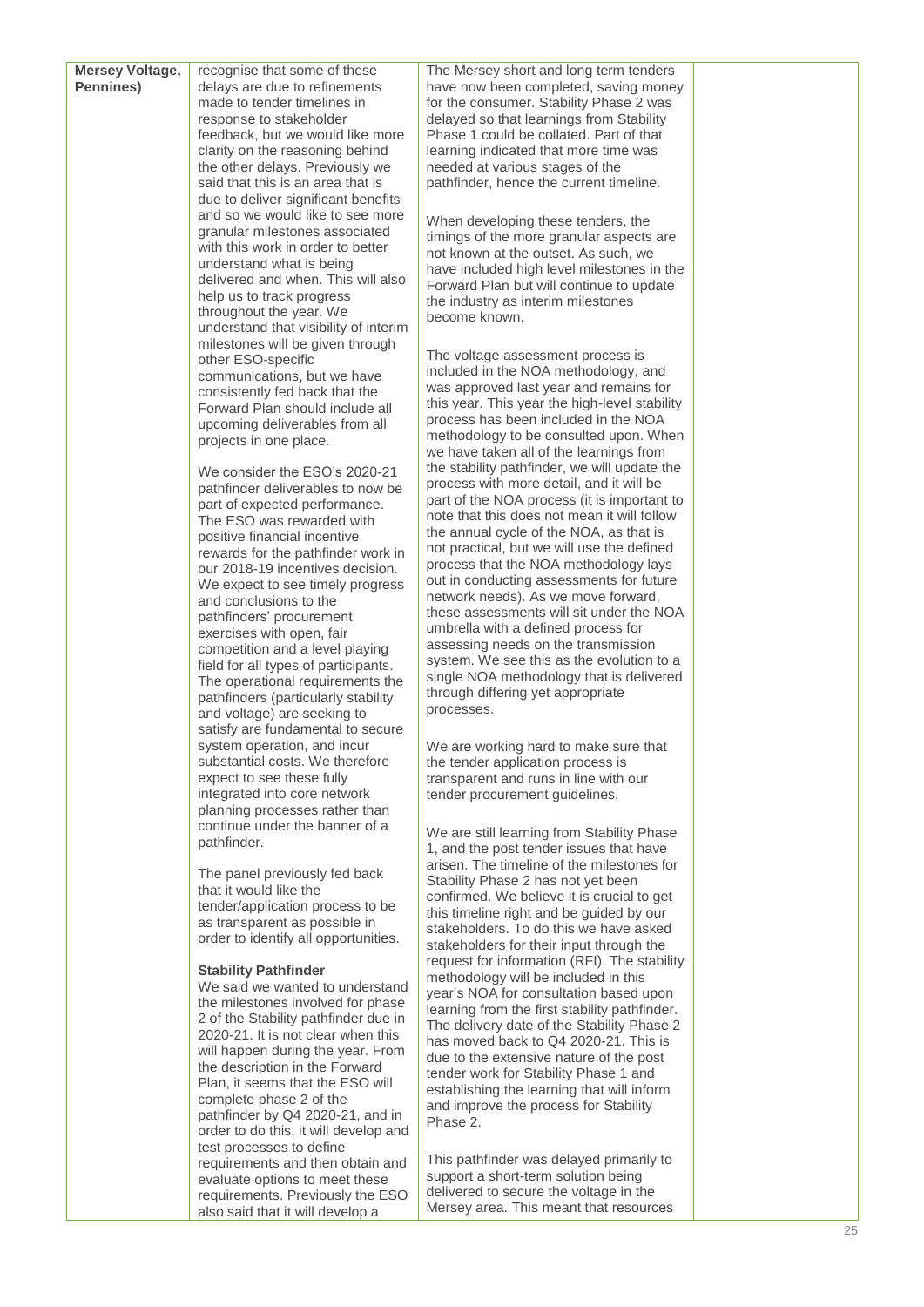| | | | |
|---|---|---|---|
| **Mersey Voltage, Pennines)** | recognise that some of these delays are due to refinements made to tender timelines in response to stakeholder feedback, but we would like more clarity on the reasoning behind the other delays. Previously we said that this is an area that is due to deliver significant benefits and so we would like to see more granular milestones associated with this work in order to better understand what is being delivered and when. This will also help us to track progress throughout the year. We understand that visibility of interim milestones will be given through other ESO-specific communications, but we have consistently fed back that the Forward Plan should include all upcoming deliverables from all projects in one place.<br><br>We consider the ESO's 2020-21 pathfinder deliverables to now be part of expected performance. The ESO was rewarded with positive financial incentive rewards for the pathfinder work in our 2018-19 incentives decision. We expect to see timely progress and conclusions to the pathfinders' procurement exercises with open, fair competition and a level playing field for all types of participants. The operational requirements the pathfinders (particularly stability and voltage) are seeking to satisfy are fundamental to secure system operation, and incur substantial costs. We therefore expect to see these fully integrated into core network planning processes rather than continue under the banner of a pathfinder.<br><br>The panel previously fed back that it would like the tender/application process to be as transparent as possible in order to identify all opportunities.<br><br>**Stability Pathfinder**<br>We said we wanted to understand the milestones involved for phase 2 of the Stability pathfinder due in 2020-21. It is not clear when this will happen during the year. From the description in the Forward Plan, it seems that the ESO will complete phase 2 of the pathfinder by Q4 2020-21, and in order to do this, it will develop and test processes to define requirements and then obtain and evaluate options to meet these requirements. Previously the ESO also said that it will develop a | The Mersey short and long term tenders have now been completed, saving money for the consumer. Stability Phase 2 was delayed so that learnings from Stability Phase 1 could be collated. Part of that learning indicated that more time was needed at various stages of the pathfinder, hence the current timeline.<br><br>When developing these tenders, the timings of the more granular aspects are not known at the outset. As such, we have included high level milestones in the Forward Plan but will continue to update the industry as interim milestones become known.<br><br>The voltage assessment process is included in the NOA methodology, and was approved last year and remains for this year. This year the high-level stability process has been included in the NOA methodology to be consulted upon. When we have taken all of the learnings from the stability pathfinder, we will update the process with more detail, and it will be part of the NOA process (it is important to note that this does not mean it will follow the annual cycle of the NOA, as that is not practical, but we will use the defined process that the NOA methodology lays out in conducting assessments for future network needs). As we move forward, these assessments will sit under the NOA umbrella with a defined process for assessing needs on the transmission system. We see this as the evolution to a single NOA methodology that is delivered through differing yet appropriate processes.<br><br>We are working hard to make sure that the tender application process is transparent and runs in line with our tender procurement guidelines.<br><br>We are still learning from Stability Phase 1, and the post tender issues that have arisen. The timeline of the milestones for Stability Phase 2 has not yet been confirmed. We believe it is crucial to get this timeline right and be guided by our stakeholders. To do this we have asked stakeholders for their input through the request for information (RFI). The stability methodology will be included in this year's NOA for consultation based upon learning from the first stability pathfinder. The delivery date of the Stability Phase 2 has moved back to Q4 2020-21. This is due to the extensive nature of the post tender work for Stability Phase 1 and establishing the learning that will inform and improve the process for Stability Phase 2.<br><br>This pathfinder was delayed primarily to support a short-term solution being delivered to secure the voltage in the Mersey area. This meant that resources | |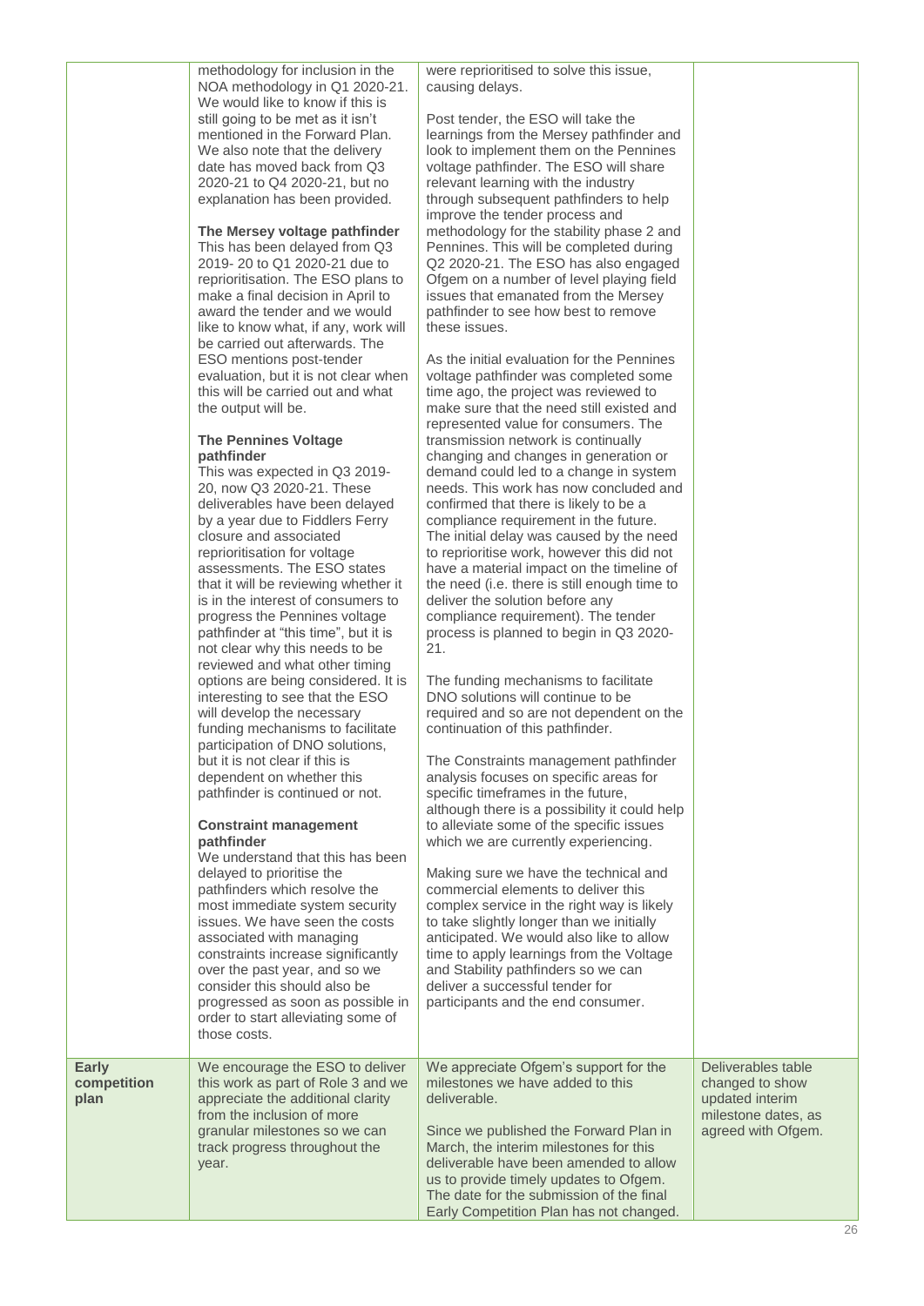| | | | |
|---|---|---|---|
| | methodology for inclusion in the NOA methodology in Q1 2020-21. We would like to know if this is still going to be met as it isn't mentioned in the Forward Plan. We also note that the delivery date has moved back from Q3 2020-21 to Q4 2020-21, but no explanation has been provided.<br><br>**The Mersey voltage pathfinder**<br>This has been delayed from Q3 2019- 20 to Q1 2020-21 due to reprioritisation. The ESO plans to make a final decision in April to award the tender and we would like to know what, if any, work will be carried out afterwards. The ESO mentions post-tender evaluation, but it is not clear when this will be carried out and what the output will be.<br><br>**The Pennines Voltage pathfinder**<br>This was expected in Q3 2019-20, now Q3 2020-21. These deliverables have been delayed by a year due to Fiddlers Ferry closure and associated reprioritisation for voltage assessments. The ESO states that it will be reviewing whether it is in the interest of consumers to progress the Pennines voltage pathfinder at "this time", but it is not clear why this needs to be reviewed and what other timing options are being considered. It is interesting to see that the ESO will develop the necessary funding mechanisms to facilitate participation of DNO solutions, but it is not clear if this is dependent on whether this pathfinder is continued or not.<br><br>**Constraint management pathfinder**<br>We understand that this has been delayed to prioritise the pathfinders which resolve the most immediate system security issues. We have seen the costs associated with managing constraints increase significantly over the past year, and so we consider this should also be progressed as soon as possible in order to start alleviating some of those costs. | were reprioritised to solve this issue, causing delays.<br><br>Post tender, the ESO will take the learnings from the Mersey pathfinder and look to implement them on the Pennines voltage pathfinder. The ESO will share relevant learning with the industry through subsequent pathfinders to help improve the tender process and methodology for the stability phase 2 and Pennines. This will be completed during Q2 2020-21. The ESO has also engaged Ofgem on a number of level playing field issues that emanated from the Mersey pathfinder to see how best to remove these issues.<br><br>As the initial evaluation for the Pennines voltage pathfinder was completed some time ago, the project was reviewed to make sure that the need still existed and represented value for consumers. The transmission network is continually changing and changes in generation or demand could led to a change in system needs. This work has now concluded and confirmed that there is likely to be a compliance requirement in the future. The initial delay was caused by the need to reprioritise work, however this did not have a material impact on the timeline of the need (i.e. there is still enough time to deliver the solution before any compliance requirement). The tender process is planned to begin in Q3 2020-21.<br><br>The funding mechanisms to facilitate DNO solutions will continue to be required and so are not dependent on the continuation of this pathfinder.<br><br>The Constraints management pathfinder analysis focuses on specific areas for specific timeframes in the future, although there is a possibility it could help to alleviate some of the specific issues which we are currently experiencing.<br><br>Making sure we have the technical and commercial elements to deliver this complex service in the right way is likely to take slightly longer than we initially anticipated. We would also like to allow time to apply learnings from the Voltage and Stability pathfinders so we can deliver a successful tender for participants and the end consumer. | |
| **Early competition plan** | We encourage the ESO to deliver this work as part of Role 3 and we appreciate the additional clarity from the inclusion of more granular milestones so we can track progress throughout the year. | We appreciate Ofgem's support for the milestones we have added to this deliverable.<br><br>Since we published the Forward Plan in March, the interim milestones for this deliverable have been amended to allow us to provide timely updates to Ofgem. The date for the submission of the final Early Competition Plan has not changed. | Deliverables table changed to show updated interim milestone dates, as agreed with Ofgem. |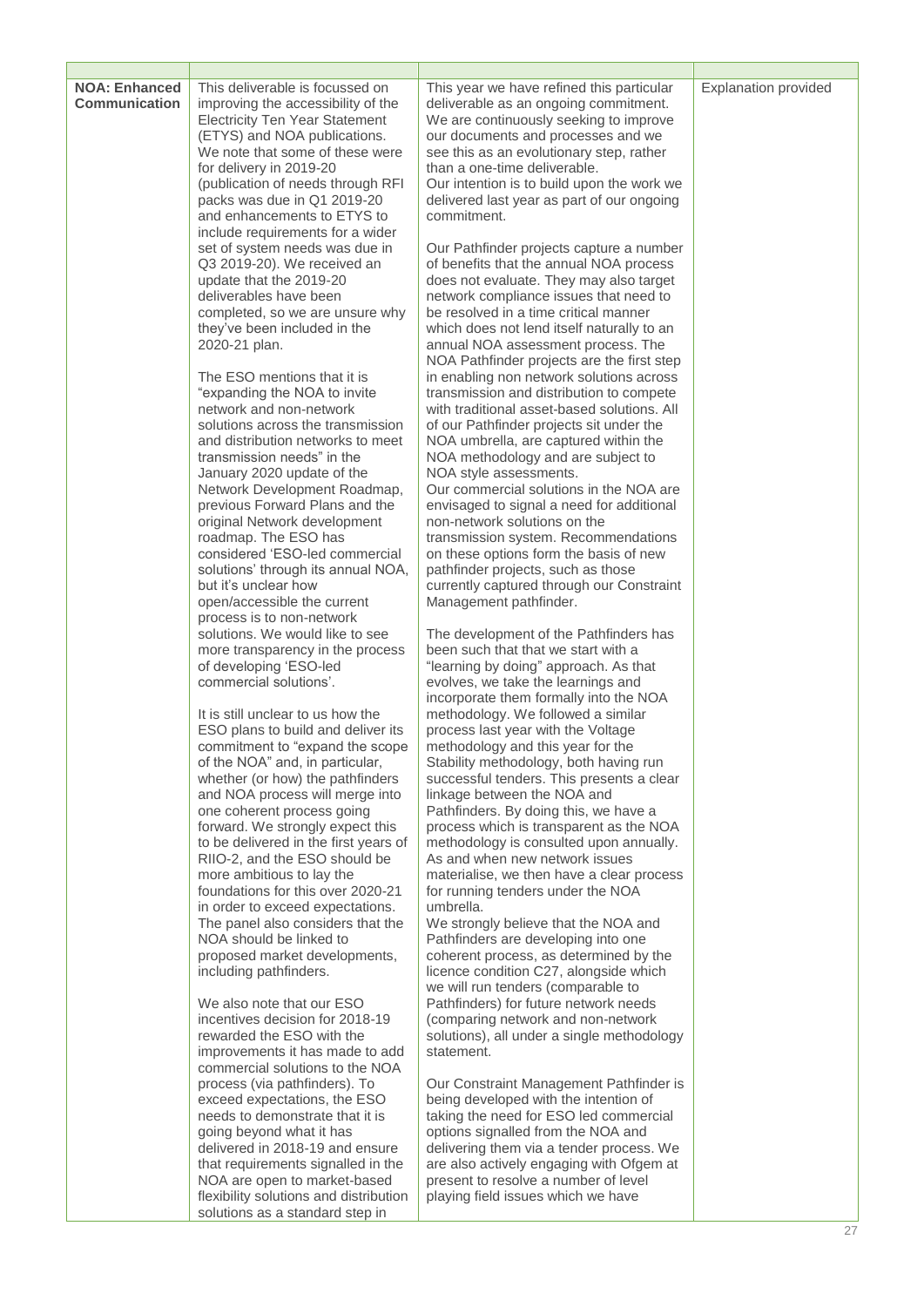| | | | |
|---|---|---|---|
| **NOA: Enhanced Communication** | This deliverable is focussed on improving the accessibility of the Electricity Ten Year Statement (ETYS) and NOA publications. We note that some of these were for delivery in 2019-20 (publication of needs through RFI packs was due in Q1 2019-20 and enhancements to ETYS to include requirements for a wider set of system needs was due in Q3 2019-20). We received an update that the 2019-20 deliverables have been completed, so we are unsure why they've been included in the 2020-21 plan.<br><br>The ESO mentions that it is "expanding the NOA to invite network and non-network solutions across the transmission and distribution networks to meet transmission needs" in the January 2020 update of the Network Development Roadmap, previous Forward Plans and the original Network development roadmap. The ESO has considered 'ESO-led commercial solutions' through its annual NOA, but it's unclear how open/accessible the current process is to non-network solutions. We would like to see more transparency in the process of developing 'ESO-led commercial solutions'.<br><br>It is still unclear to us how the ESO plans to build and deliver its commitment to "expand the scope of the NOA" and, in particular, whether (or how) the pathfinders and NOA process will merge into one coherent process going forward. We strongly expect this to be delivered in the first years of RIIO-2, and the ESO should be more ambitious to lay the foundations for this over 2020-21 in order to exceed expectations. The panel also considers that the NOA should be linked to proposed market developments, including pathfinders.<br><br>We also note that our ESO incentives decision for 2018-19 rewarded the ESO with the improvements it has made to add commercial solutions to the NOA process (via pathfinders). To exceed expectations, the ESO needs to demonstrate that it is going beyond what it has delivered in 2018-19 and ensure that requirements signalled in the NOA are open to market-based flexibility solutions and distribution solutions as a standard step in | This year we have refined this particular deliverable as an ongoing commitment. We are continuously seeking to improve our documents and processes and we see this as an evolutionary step, rather than a one-time deliverable.<br>Our intention is to build upon the work we delivered last year as part of our ongoing commitment.<br><br>Our Pathfinder projects capture a number of benefits that the annual NOA process does not evaluate. They may also target network compliance issues that need to be resolved in a time critical manner which does not lend itself naturally to an annual NOA assessment process. The NOA Pathfinder projects are the first step in enabling non network solutions across transmission and distribution to compete with traditional asset-based solutions. All of our Pathfinder projects sit under the NOA umbrella, are captured within the NOA methodology and are subject to NOA style assessments.<br>Our commercial solutions in the NOA are envisaged to signal a need for additional non-network solutions on the transmission system. Recommendations on these options form the basis of new pathfinder projects, such as those currently captured through our Constraint Management pathfinder.<br><br>The development of the Pathfinders has been such that that we start with a "learning by doing" approach. As that evolves, we take the learnings and incorporate them formally into the NOA methodology. We followed a similar process last year with the Voltage methodology and this year for the Stability methodology, both having run successful tenders. This presents a clear linkage between the NOA and Pathfinders. By doing this, we have a process which is transparent as the NOA methodology is consulted upon annually. As and when new network issues materialise, we then have a clear process for running tenders under the NOA umbrella.<br>We strongly believe that the NOA and Pathfinders are developing into one coherent process, as determined by the licence condition C27, alongside which we will run tenders (comparable to Pathfinders) for future network needs (comparing network and non-network solutions), all under a single methodology statement.<br><br>Our Constraint Management Pathfinder is being developed with the intention of taking the need for ESO led commercial options signalled from the NOA and delivering them via a tender process. We are also actively engaging with Ofgem at present to resolve a number of level playing field issues which we have | Explanation provided |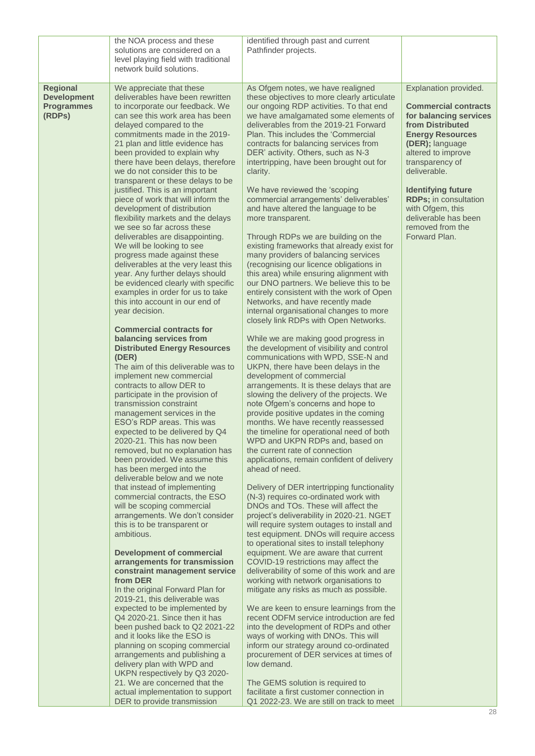| | | | |
|---|---|---|---|
| | the NOA process and these solutions are considered on a level playing field with traditional network build solutions. | identified through past and current Pathfinder projects. | |
| **Regional Development Programmes (RDPs)** | We appreciate that these deliverables have been rewritten to incorporate our feedback. We can see this work area has been delayed compared to the commitments made in the 2019-21 plan and little evidence has been provided to explain why there have been delays, therefore we do not consider this to be transparent or these delays to be justified. This is an important piece of work that will inform the development of distribution flexibility markets and the delays we see so far across these deliverables are disappointing. We will be looking to see progress made against these deliverables at the very least this year. Any further delays should be evidenced clearly with specific examples in order for us to take this into account in our end of year decision.<br><br>**Commercial contracts for balancing services from Distributed Energy Resources (DER)**<br>The aim of this deliverable was to implement new commercial contracts to allow DER to participate in the provision of transmission constraint management services in the ESO's RDP areas. This was expected to be delivered by Q4 2020-21. This has now been removed, but no explanation has been provided. We assume this has been merged into the deliverable below and we note that instead of implementing commercial contracts, the ESO will be scoping commercial arrangements. We don't consider this is to be transparent or ambitious.<br><br>**Development of commercial arrangements for transmission constraint management service from DER**<br>In the original Forward Plan for 2019-21, this deliverable was expected to be implemented by Q4 2020-21. Since then it has been pushed back to Q2 2021-22 and it looks like the ESO is planning on scoping commercial arrangements and publishing a delivery plan with WPD and UKPN respectively by Q3 2020-21. We are concerned that the actual implementation to support DER to provide transmission | As Ofgem notes, we have realigned these objectives to more clearly articulate our ongoing RDP activities. To that end we have amalgamated some elements of deliverables from the 2019-21 Forward Plan. This includes the 'Commercial contracts for balancing services from DER' activity. Others, such as N-3 intertripping, have been brought out for clarity.<br><br>We have reviewed the 'scoping commercial arrangements' deliverables' and have altered the language to be more transparent.<br><br>Through RDPs we are building on the existing frameworks that already exist for many providers of balancing services (recognising our licence obligations in this area) while ensuring alignment with our DNO partners. We believe this to be entirely consistent with the work of Open Networks, and have recently made internal organisational changes to more closely link RDPs with Open Networks.<br><br>While we are making good progress in the development of visibility and control communications with WPD, SSE-N and UKPN, there have been delays in the development of commercial arrangements. It is these delays that are slowing the delivery of the projects. We note Ofgem's concerns and hope to provide positive updates in the coming months. We have recently reassessed the timeline for operational need of both WPD and UKPN RDPs and, based on the current rate of connection applications, remain confident of delivery ahead of need.<br><br>Delivery of DER intertripping functionality (N-3) requires co-ordinated work with DNOs and TOs. These will affect the project's deliverability in 2020-21. NGET will require system outages to install and test equipment. DNOs will require access to operational sites to install telephony equipment. We are aware that current COVID-19 restrictions may affect the deliverability of some of this work and are working with network organisations to mitigate any risks as much as possible.<br><br>We are keen to ensure learnings from the recent ODFM service introduction are fed into the development of RDPs and other ways of working with DNOs. This will inform our strategy around co-ordinated procurement of DER services at times of low demand.<br><br>The GEMS solution is required to facilitate a first customer connection in Q1 2022-23. We are still on track to meet | Explanation provided.<br><br>**Commercial contracts for balancing services from Distributed Energy Resources (DER);** language altered to improve transparency of deliverable.<br><br>**Identifying future RDPs;** in consultation with Ofgem, this deliverable has been removed from the Forward Plan. |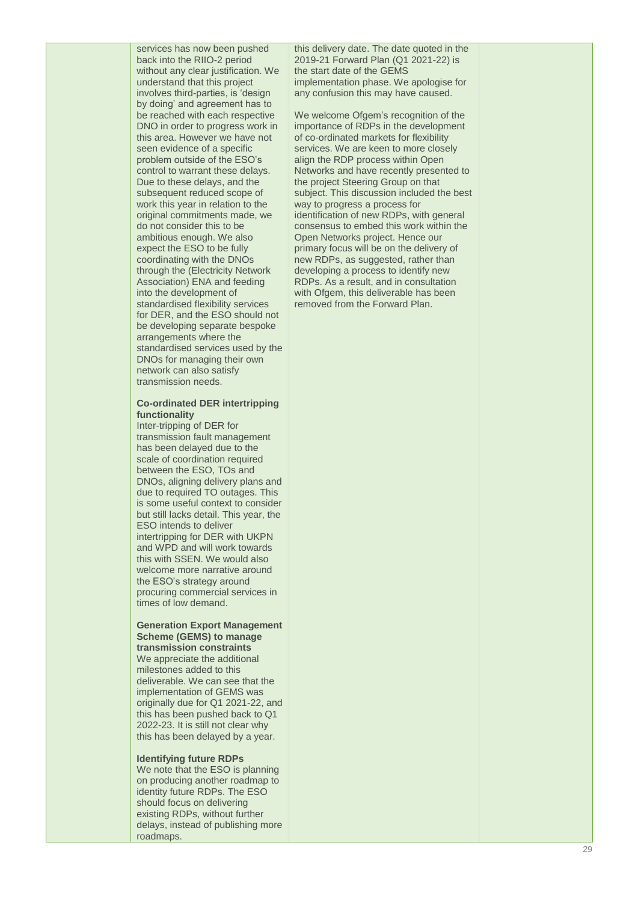| | | | |
|---|---|---|---|
| | services has now been pushed back into the RIIO-2 period without any clear justification. We understand that this project involves third-parties, is 'design by doing' and agreement has to be reached with each respective DNO in order to progress work in this area. However we have not seen evidence of a specific problem outside of the ESO's control to warrant these delays. Due to these delays, and the subsequent reduced scope of work this year in relation to the original commitments made, we do not consider this to be ambitious enough. We also expect the ESO to be fully coordinating with the DNOs through the (Electricity Network Association) ENA and feeding into the development of standardised flexibility services for DER, and the ESO should not be developing separate bespoke arrangements where the standardised services used by the DNOs for managing their own network can also satisfy transmission needs.<br><br>**Co-ordinated DER intertripping functionality**<br>Inter-tripping of DER for transmission fault management has been delayed due to the scale of coordination required between the ESO, TOs and DNOs, aligning delivery plans and due to required TO outages. This is some useful context to consider but still lacks detail. This year, the ESO intends to deliver intertripping for DER with UKPN and WPD and will work towards this with SSEN. We would also welcome more narrative around the ESO's strategy around procuring commercial services in times of low demand.<br><br>**Generation Export Management Scheme (GEMS) to manage transmission constraints**<br>We appreciate the additional milestones added to this deliverable. We can see that the implementation of GEMS was originally due for Q1 2021-22, and this has been pushed back to Q1 2022-23. It is still not clear why this has been delayed by a year.<br><br>**Identifying future RDPs**<br>We note that the ESO is planning on producing another roadmap to identity future RDPs. The ESO should focus on delivering existing RDPs, without further delays, instead of publishing more roadmaps. | this delivery date. The date quoted in the 2019-21 Forward Plan (Q1 2021-22) is the start date of the GEMS implementation phase. We apologise for any confusion this may have caused.<br><br>We welcome Ofgem's recognition of the importance of RDPs in the development of co-ordinated markets for flexibility services. We are keen to more closely align the RDP process within Open Networks and have recently presented to the project Steering Group on that subject. This discussion included the best way to progress a process for identification of new RDPs, with general consensus to embed this work within the Open Networks project. Hence our primary focus will be on the delivery of new RDPs, as suggested, rather than developing a process to identify new RDPs. As a result, and in consultation with Ofgem, this deliverable has been removed from the Forward Plan. | |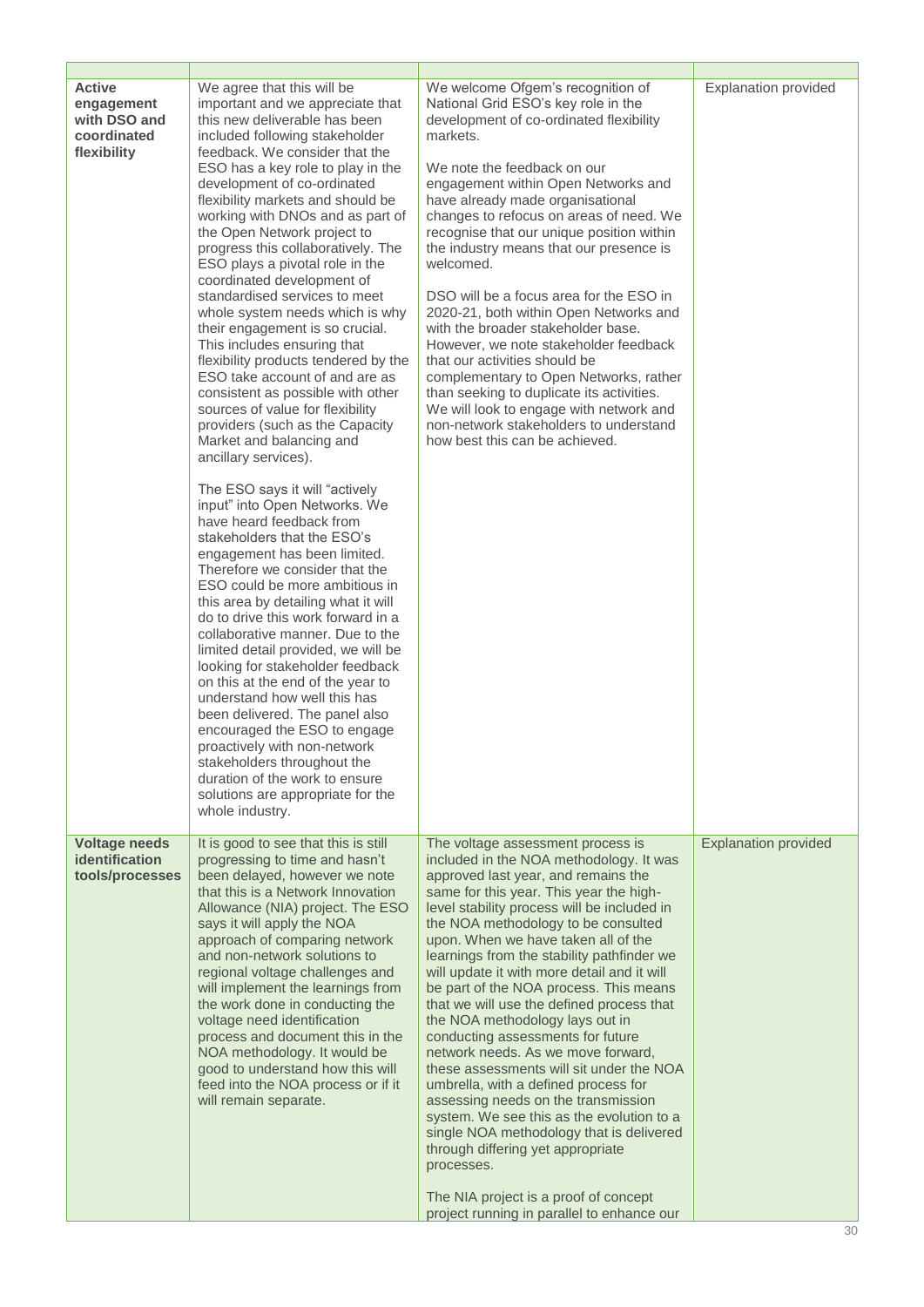| | | | |
|---|---|---|---|
| **Active engagement with DSO and coordinated flexibility** | We agree that this will be important and we appreciate that this new deliverable has been included following stakeholder feedback. We consider that the ESO has a key role to play in the development of co-ordinated flexibility markets and should be working with DNOs and as part of the Open Network project to progress this collaboratively. The ESO plays a pivotal role in the coordinated development of standardised services to meet whole system needs which is why their engagement is so crucial. This includes ensuring that flexibility products tendered by the ESO take account of and are as consistent as possible with other sources of value for flexibility providers (such as the Capacity Market and balancing and ancillary services).<br><br>The ESO says it will "actively input" into Open Networks. We have heard feedback from stakeholders that the ESO's engagement has been limited. Therefore we consider that the ESO could be more ambitious in this area by detailing what it will do to drive this work forward in a collaborative manner. Due to the limited detail provided, we will be looking for stakeholder feedback on this at the end of the year to understand how well this has been delivered. The panel also encouraged the ESO to engage proactively with non-network stakeholders throughout the duration of the work to ensure solutions are appropriate for the whole industry. | We welcome Ofgem's recognition of National Grid ESO's key role in the development of co-ordinated flexibility markets.<br><br>We note the feedback on our engagement within Open Networks and have already made organisational changes to refocus on areas of need. We recognise that our unique position within the industry means that our presence is welcomed.<br><br>DSO will be a focus area for the ESO in 2020-21, both within Open Networks and with the broader stakeholder base. However, we note stakeholder feedback that our activities should be complementary to Open Networks, rather than seeking to duplicate its activities. We will look to engage with network and non-network stakeholders to understand how best this can be achieved. | Explanation provided |
| **Voltage needs identification tools/processes** | It is good to see that this is still progressing to time and hasn't been delayed, however we note that this is a Network Innovation Allowance (NIA) project. The ESO says it will apply the NOA approach of comparing network and non-network solutions to regional voltage challenges and will implement the learnings from the work done in conducting the voltage need identification process and document this in the NOA methodology. It would be good to understand how this will feed into the NOA process or if it will remain separate. | The voltage assessment process is included in the NOA methodology. It was approved last year, and remains the same for this year. This year the high-level stability process will be included in the NOA methodology to be consulted upon. When we have taken all of the learnings from the stability pathfinder we will update it with more detail and it will be part of the NOA process. This means that we will use the defined process that the NOA methodology lays out in conducting assessments for future network needs. As we move forward, these assessments will sit under the NOA umbrella, with a defined process for assessing needs on the transmission system. We see this as the evolution to a single NOA methodology that is delivered through differing yet appropriate processes.<br><br>The NIA project is a proof of concept project running in parallel to enhance our | Explanation provided |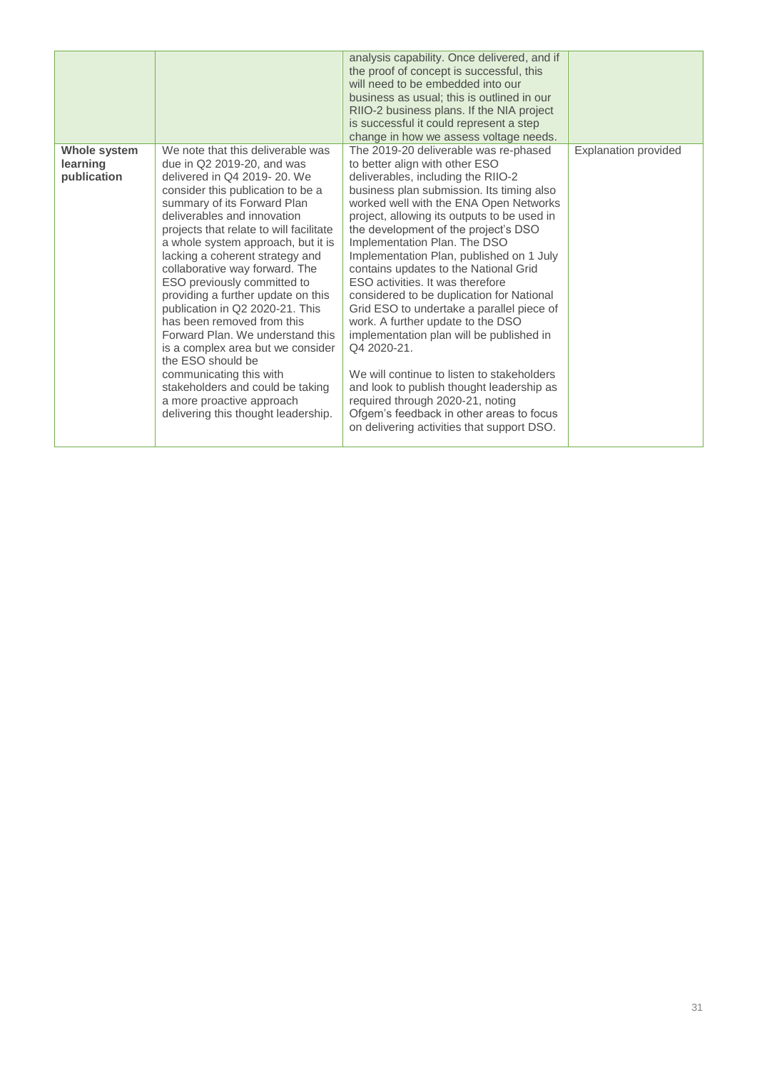| | | | |
|---|---|---|---|
| | | analysis capability. Once delivered, and if the proof of concept is successful, this will need to be embedded into our business as usual; this is outlined in our RIIO-2 business plans. If the NIA project is successful it could represent a step change in how we assess voltage needs. | |
| **Whole system learning publication** | We note that this deliverable was due in Q2 2019-20, and was delivered in Q4 2019- 20. We consider this publication to be a summary of its Forward Plan deliverables and innovation projects that relate to will facilitate a whole system approach, but it is lacking a coherent strategy and collaborative way forward. The ESO previously committed to providing a further update on this publication in Q2 2020-21. This has been removed from this Forward Plan. We understand this is a complex area but we consider the ESO should be communicating this with stakeholders and could be taking a more proactive approach delivering this thought leadership. | The 2019-20 deliverable was re-phased to better align with other ESO deliverables, including the RIIO-2 business plan submission. Its timing also worked well with the ENA Open Networks project, allowing its outputs to be used in the development of the project's DSO Implementation Plan. The DSO Implementation Plan, published on 1 July contains updates to the National Grid ESO activities. It was therefore considered to be duplication for National Grid ESO to undertake a parallel piece of work. A further update to the DSO implementation plan will be published in Q4 2020-21.<br><br>We will continue to listen to stakeholders and look to publish thought leadership as required through 2020-21, noting Ofgem's feedback in other areas to focus on delivering activities that support DSO. | Explanation provided |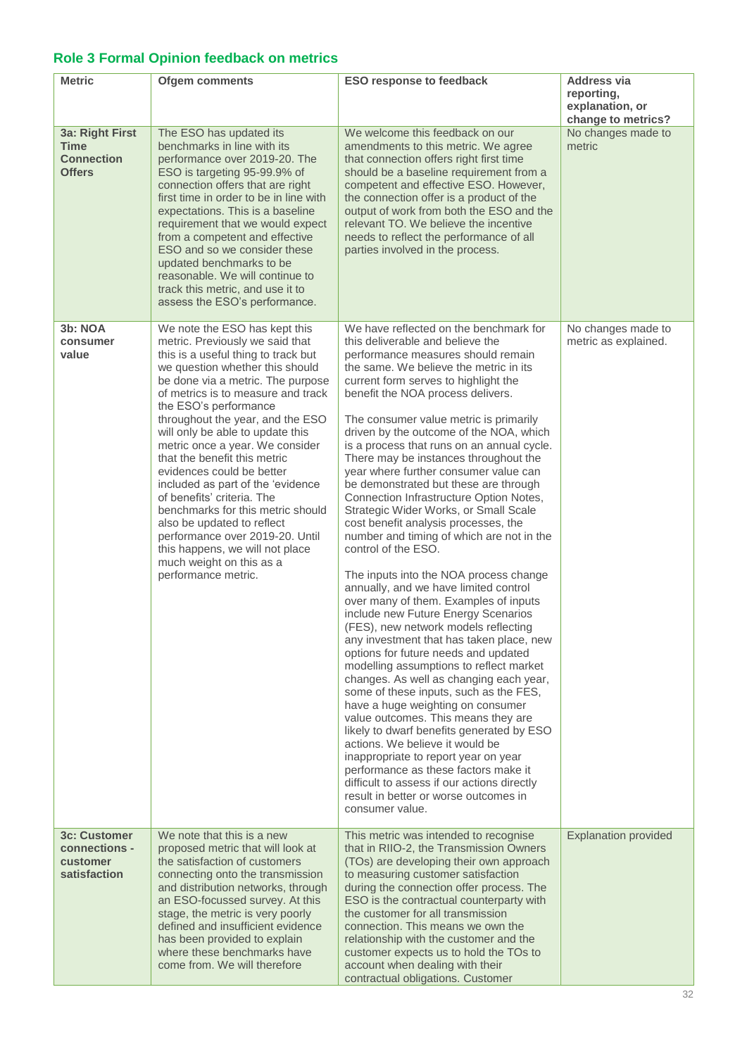## Role 3 Formal Opinion feedback on metrics

| Metric | Ofgem comments | ESO response to feedback | Address via reporting, explanation, or change to metrics? |
|---|---|---|---|
| **3a: Right First Time Connection Offers** | The ESO has updated its benchmarks in line with its performance over 2019-20. The ESO is targeting 95-99.9% of connection offers that are right first time in order to be in line with expectations. This is a baseline requirement that we would expect from a competent and effective ESO and so we consider these updated benchmarks to be reasonable. We will continue to track this metric, and use it to assess the ESO's performance. | We welcome this feedback on our amendments to this metric. We agree that connection offers right first time should be a baseline requirement from a competent and effective ESO. However, the connection offer is a product of the output of work from both the ESO and the relevant TO. We believe the incentive needs to reflect the performance of all parties involved in the process. | No changes made to metric |
| **3b: NOA consumer value** | We note the ESO has kept this metric. Previously we said that this is a useful thing to track but we question whether this should be done via a metric. The purpose of metrics is to measure and track the ESO's performance throughout the year, and the ESO will only be able to update this metric once a year. We consider that the benefit this metric evidences could be better included as part of the 'evidence of benefits' criteria. The benchmarks for this metric should also be updated to reflect performance over 2019-20. Until this happens, we will not place much weight on this as a performance metric. | We have reflected on the benchmark for this deliverable and believe the performance measures should remain the same. We believe the metric in its current form serves to highlight the benefit the NOA process delivers.<br><br>The consumer value metric is primarily driven by the outcome of the NOA, which is a process that runs on an annual cycle. There may be instances throughout the year where further consumer value can be demonstrated but these are through Connection Infrastructure Option Notes, Strategic Wider Works, or Small Scale cost benefit analysis processes, the number and timing of which are not in the control of the ESO.<br><br>The inputs into the NOA process change annually, and we have limited control over many of them. Examples of inputs include new Future Energy Scenarios (FES), new network models reflecting any investment that has taken place, new options for future needs and updated modelling assumptions to reflect market changes. As well as changing each year, some of these inputs, such as the FES, have a huge weighting on consumer value outcomes. This means they are likely to dwarf benefits generated by ESO actions. We believe it would be inappropriate to report year on year performance as these factors make it difficult to assess if our actions directly result in better or worse outcomes in consumer value. | No changes made to metric as explained. |
| **3c: Customer connections - customer satisfaction** | We note that this is a new proposed metric that will look at the satisfaction of customers connecting onto the transmission and distribution networks, through an ESO-focussed survey. At this stage, the metric is very poorly defined and insufficient evidence has been provided to explain where these benchmarks have come from. We will therefore | This metric was intended to recognise that in RIIO-2, the Transmission Owners (TOs) are developing their own approach to measuring customer satisfaction during the connection offer process. The ESO is the contractual counterparty with the customer for all transmission connection. This means we own the relationship with the customer and the customer expects us to hold the TOs to account when dealing with their contractual obligations. Customer | Explanation provided |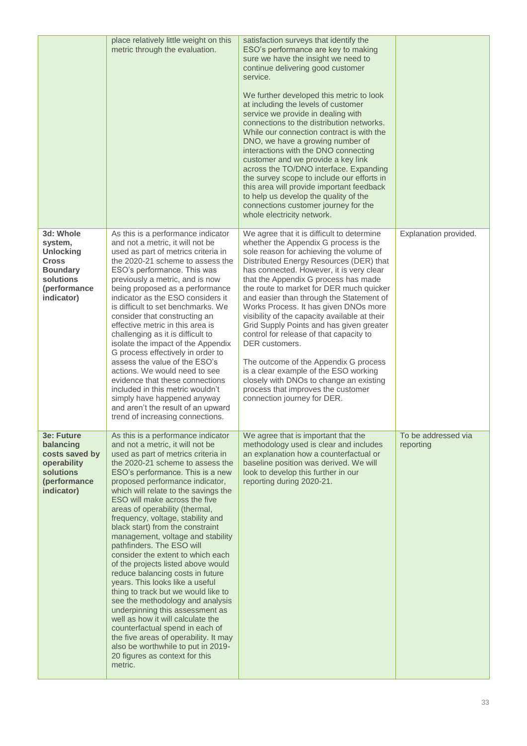| | | | |
|---|---|---|---|
| | place relatively little weight on this metric through the evaluation. | satisfaction surveys that identify the ESO's performance are key to making sure we have the insight we need to continue delivering good customer service.<br><br>We further developed this metric to look at including the levels of customer service we provide in dealing with connections to the distribution networks. While our connection contract is with the DNO, we have a growing number of interactions with the DNO connecting customer and we provide a key link across the TO/DNO interface. Expanding the survey scope to include our efforts in this area will provide important feedback to help us develop the quality of the connections customer journey for the whole electricity network. | |
| **3d: Whole system, Unlocking Cross Boundary solutions (performance indicator)** | As this is a performance indicator and not a metric, it will not be used as part of metrics criteria in the 2020-21 scheme to assess the ESO's performance. This was previously a metric, and is now being proposed as a performance indicator as the ESO considers it is difficult to set benchmarks. We consider that constructing an effective metric in this area is challenging as it is difficult to isolate the impact of the Appendix G process effectively in order to assess the value of the ESO's actions. We would need to see evidence that these connections included in this metric wouldn't simply have happened anyway and aren't the result of an upward trend of increasing connections. | We agree that it is difficult to determine whether the Appendix G process is the sole reason for achieving the volume of Distributed Energy Resources (DER) that has connected. However, it is very clear that the Appendix G process has made the route to market for DER much quicker and easier than through the Statement of Works Process. It has given DNOs more visibility of the capacity available at their Grid Supply Points and has given greater control for release of that capacity to DER customers.<br><br>The outcome of the Appendix G process is a clear example of the ESO working closely with DNOs to change an existing process that improves the customer connection journey for DER. | Explanation provided. |
| **3e: Future balancing costs saved by operability solutions (performance indicator)** | As this is a performance indicator and not a metric, it will not be used as part of metrics criteria in the 2020-21 scheme to assess the ESO's performance. This is a new proposed performance indicator, which will relate to the savings the ESO will make across the five areas of operability (thermal, frequency, voltage, stability and black start) from the constraint management, voltage and stability pathfinders. The ESO will consider the extent to which each of the projects listed above would reduce balancing costs in future years. This looks like a useful thing to track but we would like to see the methodology and analysis underpinning this assessment as well as how it will calculate the counterfactual spend in each of the five areas of operability. It may also be worthwhile to put in 2019-20 figures as context for this metric. | We agree that is important that the methodology used is clear and includes an explanation how a counterfactual or baseline position was derived. We will look to develop this further in our reporting during 2020-21. | To be addressed via reporting |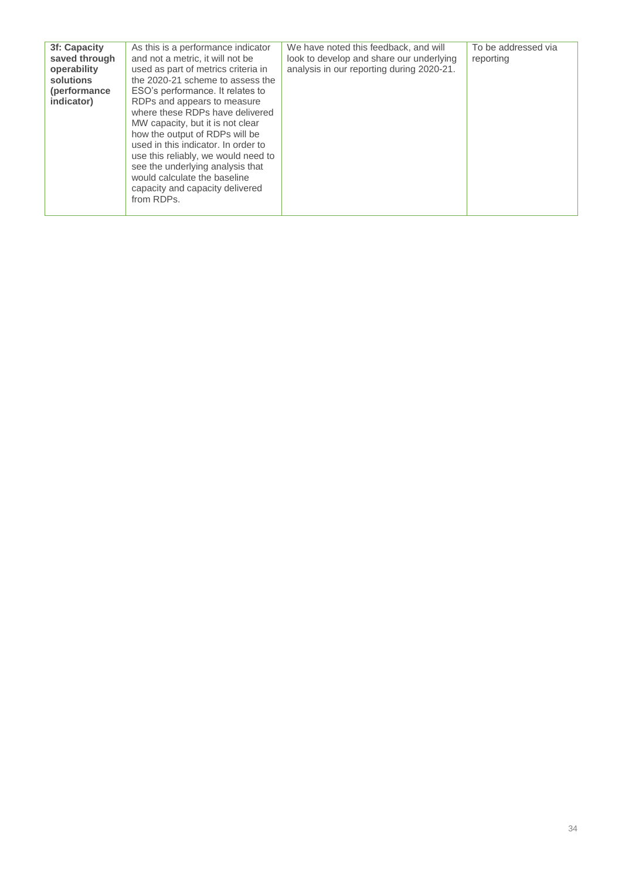| | | | |
|---|---|---|---|
| **3f: Capacity saved through operability solutions (performance indicator)** | As this is a performance indicator and not a metric, it will not be used as part of metrics criteria in the 2020-21 scheme to assess the ESO's performance. It relates to RDPs and appears to measure where these RDPs have delivered MW capacity, but it is not clear how the output of RDPs will be used in this indicator. In order to use this reliably, we would need to see the underlying analysis that would calculate the baseline capacity and capacity delivered from RDPs. | We have noted this feedback, and will look to develop and share our underlying analysis in our reporting during 2020-21. | To be addressed via reporting |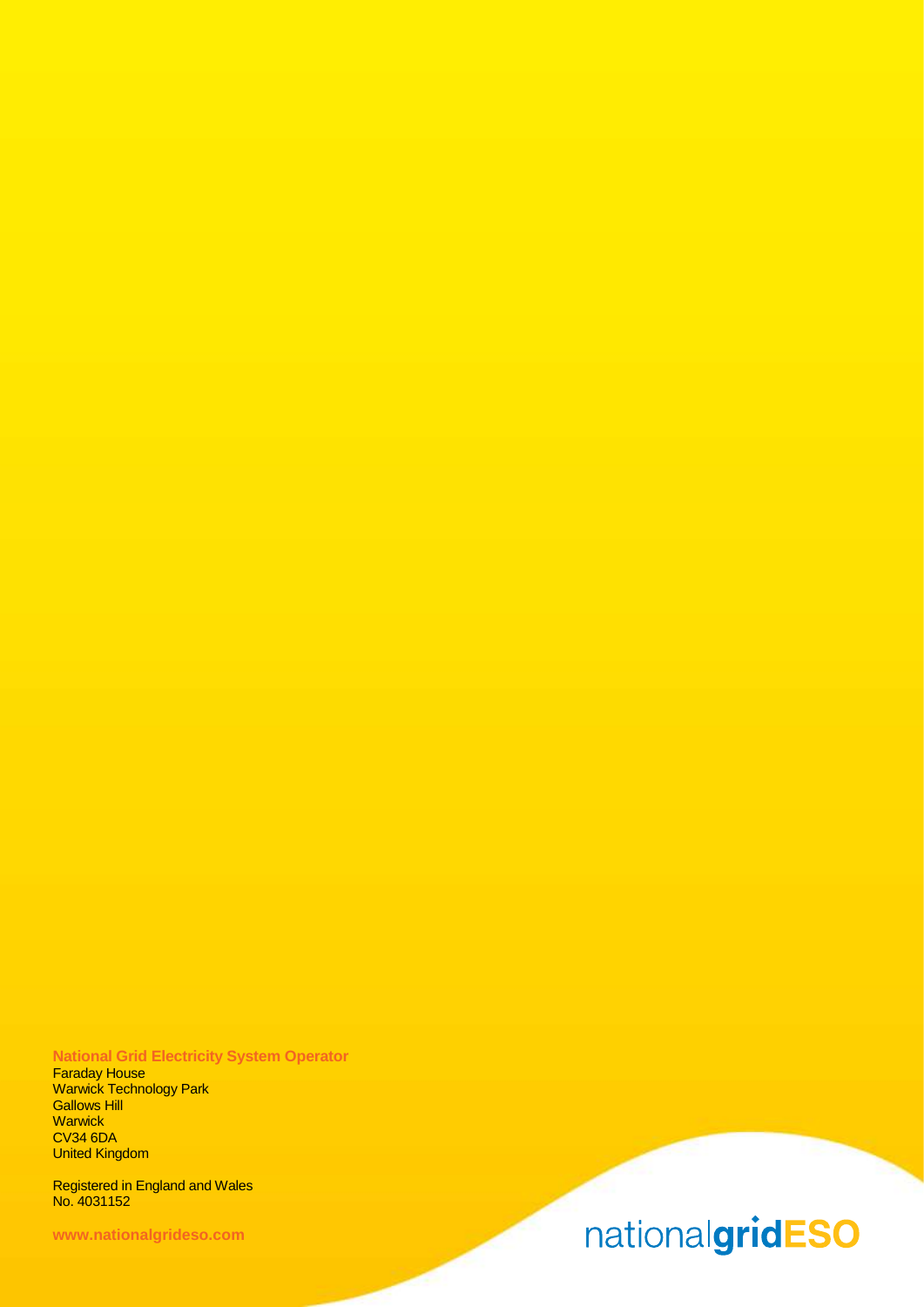**National Grid Electricity System Operator**
Faraday House
Warwick Technology Park
Gallows Hill
Warwick
CV34 6DA
United Kingdom

Registered in England and Wales
No. 4031152

**www.nationalgrideso.com**

nationalgridESO